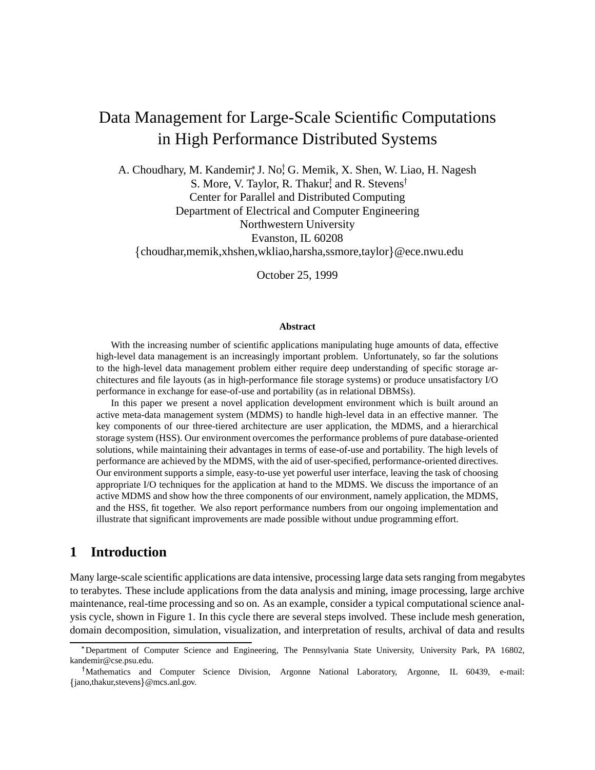# Data Management for Large-Scale Scientific Computations in High Performance Distributed Systems

A. Choudhary, M. Kandemir[*], J. No[†], G. Memik, X. Shen, W. Liao, H. Nagesh
S. More, V. Taylor, R. Thakur[†], and R. Stevens[†]
Center for Parallel and Distributed Computing
Department of Electrical and Computer Engineering
Northwestern University
Evanston, IL 60208
{choudhar,memik,xhshen,wkliao,harsha,ssmore,taylor}@ece.nwu.edu

October 25, 1999

**Abstract**

With the increasing number of scientific applications manipulating huge amounts of data, effective high-level data management is an increasingly important problem. Unfortunately, so far the solutions to the high-level data management problem either require deep understanding of specific storage architectures and file layouts (as in high-performance file storage systems) or produce unsatisfactory I/O performance in exchange for ease-of-use and portability (as in relational DBMSs).

In this paper we present a novel application development environment which is built around an active meta-data management system (MDMS) to handle high-level data in an effective manner. The key components of our three-tiered architecture are user application, the MDMS, and a hierarchical storage system (HSS). Our environment overcomes the performance problems of pure database-oriented solutions, while maintaining their advantages in terms of ease-of-use and portability. The high levels of performance are achieved by the MDMS, with the aid of user-specified, performance-oriented directives. Our environment supports a simple, easy-to-use yet powerful user interface, leaving the task of choosing appropriate I/O techniques for the application at hand to the MDMS. We discuss the importance of an active MDMS and show how the three components of our environment, namely application, the MDMS, and the HSS, fit together. We also report performance numbers from our ongoing implementation and illustrate that significant improvements are made possible without undue programming effort.

## 1 Introduction

Many large-scale scientific applications are data intensive, processing large data sets ranging from megabytes to terabytes. These include applications from the data analysis and mining, image processing, large archive maintenance, real-time processing and so on. As an example, consider a typical computational science analysis cycle, shown in Figure 1. In this cycle there are several steps involved. These include mesh generation, domain decomposition, simulation, visualization, and interpretation of results, archival of data and results

---

[*]Department of Computer Science and Engineering, The Pennsylvania State University, University Park, PA 16802, kandemir@cse.psu.edu.

[†]Mathematics and Computer Science Division, Argonne National Laboratory, Argonne, IL 60439, e-mail: {jano,thakur,stevens}@mcs.anl.gov.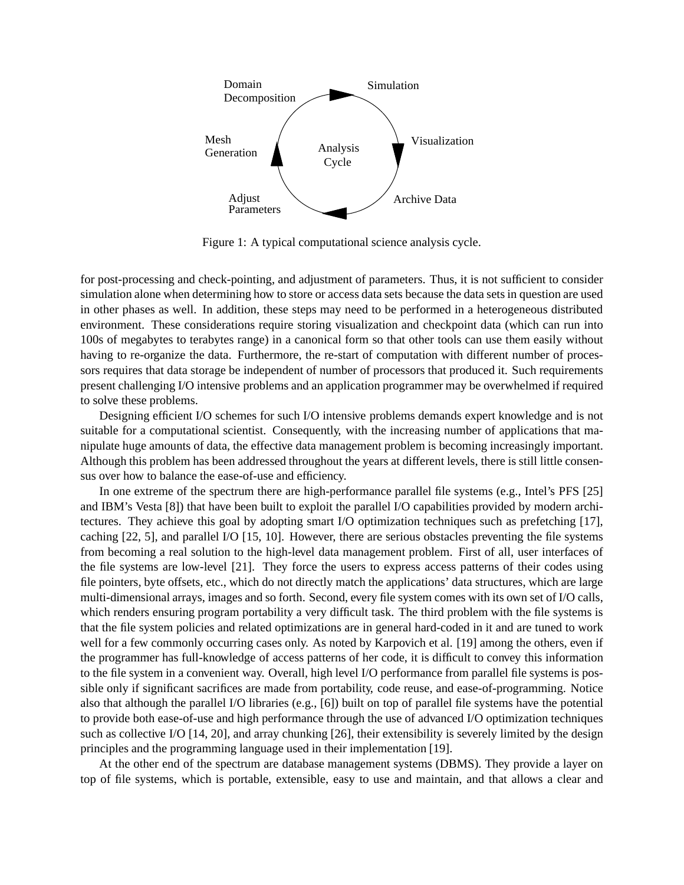Figure 1: A typical computational science analysis cycle.

for post-processing and check-pointing, and adjustment of parameters. Thus, it is not sufficient to consider simulation alone when determining how to store or access data sets because the data sets in question are used in other phases as well. In addition, these steps may need to be performed in a heterogeneous distributed environment. These considerations require storing visualization and checkpoint data (which can run into 100s of megabytes to terabytes range) in a canonical form so that other tools can use them easily without having to re-organize the data. Furthermore, the re-start of computation with different number of processors requires that data storage be independent of number of processors that produced it. Such requirements present challenging I/O intensive problems and an application programmer may be overwhelmed if required to solve these problems.

Designing efficient I/O schemes for such I/O intensive problems demands expert knowledge and is not suitable for a computational scientist. Consequently, with the increasing number of applications that manipulate huge amounts of data, the effective data management problem is becoming increasingly important. Although this problem has been addressed throughout the years at different levels, there is still little consensus over how to balance the ease-of-use and efficiency.

In one extreme of the spectrum there are high-performance parallel file systems (e.g., Intel's PFS [25] and IBM's Vesta [8]) that have been built to exploit the parallel I/O capabilities provided by modern architectures. They achieve this goal by adopting smart I/O optimization techniques such as prefetching [17], caching [22, 5], and parallel I/O [15, 10]. However, there are serious obstacles preventing the file systems from becoming a real solution to the high-level data management problem. First of all, user interfaces of the file systems are low-level [21]. They force the users to express access patterns of their codes using file pointers, byte offsets, etc., which do not directly match the applications' data structures, which are large multi-dimensional arrays, images and so forth. Second, every file system comes with its own set of I/O calls, which renders ensuring program portability a very difficult task. The third problem with the file systems is that the file system policies and related optimizations are in general hard-coded in it and are tuned to work well for a few commonly occurring cases only. As noted by Karpovich et al. [19] among the others, even if the programmer has full-knowledge of access patterns of her code, it is difficult to convey this information to the file system in a convenient way. Overall, high level I/O performance from parallel file systems is possible only if significant sacrifices are made from portability, code reuse, and ease-of-programming. Notice also that although the parallel I/O libraries (e.g., [6]) built on top of parallel file systems have the potential to provide both ease-of-use and high performance through the use of advanced I/O optimization techniques such as collective I/O [14, 20], and array chunking [26], their extensibility is severely limited by the design principles and the programming language used in their implementation [19].

At the other end of the spectrum are database management systems (DBMS). They provide a layer on top of file systems, which is portable, extensible, easy to use and maintain, and that allows a clear and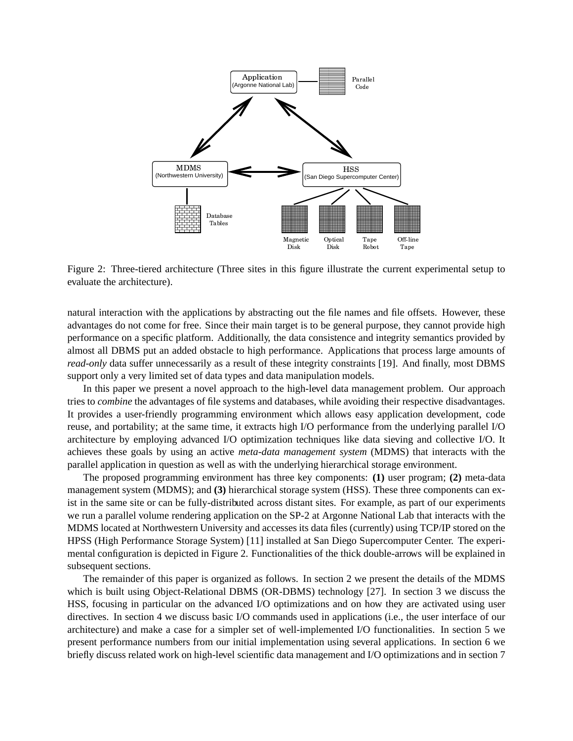Figure 2: Three-tiered architecture (Three sites in this figure illustrate the current experimental setup to evaluate the architecture).

natural interaction with the applications by abstracting out the file names and file offsets. However, these advantages do not come for free. Since their main target is to be general purpose, they cannot provide high performance on a specific platform. Additionally, the data consistence and integrity semantics provided by almost all DBMS put an added obstacle to high performance. Applications that process large amounts of *read-only* data suffer unnecessarily as a result of these integrity constraints [19]. And finally, most DBMS support only a very limited set of data types and data manipulation models.

In this paper we present a novel approach to the high-level data management problem. Our approach tries to *combine* the advantages of file systems and databases, while avoiding their respective disadvantages. It provides a user-friendly programming environment which allows easy application development, code reuse, and portability; at the same time, it extracts high I/O performance from the underlying parallel I/O architecture by employing advanced I/O optimization techniques like data sieving and collective I/O. It achieves these goals by using an active *meta-data management system* (MDMS) that interacts with the parallel application in question as well as with the underlying hierarchical storage environment.

The proposed programming environment has three key components: **(1)** user program; **(2)** meta-data management system (MDMS); and **(3)** hierarchical storage system (HSS). These three components can exist in the same site or can be fully-distributed across distant sites. For example, as part of our experiments we run a parallel volume rendering application on the SP-2 at Argonne National Lab that interacts with the MDMS located at Northwestern University and accesses its data files (currently) using TCP/IP stored on the HPSS (High Performance Storage System) [11] installed at San Diego Supercomputer Center. The experimental configuration is depicted in Figure 2. Functionalities of the thick double-arrows will be explained in subsequent sections.

The remainder of this paper is organized as follows. In section 2 we present the details of the MDMS which is built using Object-Relational DBMS (OR-DBMS) technology [27]. In section 3 we discuss the HSS, focusing in particular on the advanced I/O optimizations and on how they are activated using user directives. In section 4 we discuss basic I/O commands used in applications (i.e., the user interface of our architecture) and make a case for a simpler set of well-implemented I/O functionalities. In section 5 we present performance numbers from our initial implementation using several applications. In section 6 we briefly discuss related work on high-level scientific data management and I/O optimizations and in section 7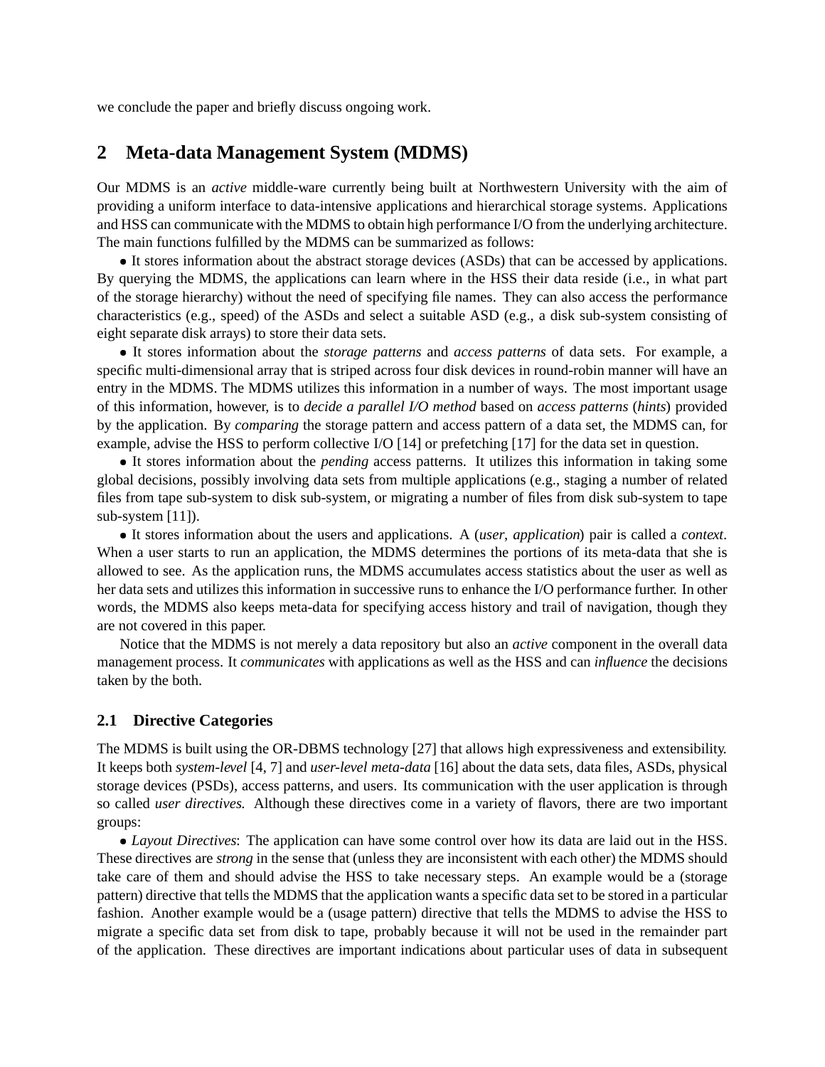we conclude the paper and briefly discuss ongoing work.

## 2 Meta-data Management System (MDMS)

Our MDMS is an *active* middle-ware currently being built at Northwestern University with the aim of providing a uniform interface to data-intensive applications and hierarchical storage systems. Applications and HSS can communicate with the MDMS to obtain high performance I/O from the underlying architecture. The main functions fulfilled by the MDMS can be summarized as follows:

- It stores information about the abstract storage devices (ASDs) that can be accessed by applications. By querying the MDMS, the applications can learn where in the HSS their data reside (i.e., in what part of the storage hierarchy) without the need of specifying file names. They can also access the performance characteristics (e.g., speed) of the ASDs and select a suitable ASD (e.g., a disk sub-system consisting of eight separate disk arrays) to store their data sets.
- It stores information about the *storage patterns* and *access patterns* of data sets. For example, a specific multi-dimensional array that is striped across four disk devices in round-robin manner will have an entry in the MDMS. The MDMS utilizes this information in a number of ways. The most important usage of this information, however, is to *decide a parallel I/O method* based on *access patterns* (*hints*) provided by the application. By *comparing* the storage pattern and access pattern of a data set, the MDMS can, for example, advise the HSS to perform collective I/O [14] or prefetching [17] for the data set in question.
- It stores information about the *pending* access patterns. It utilizes this information in taking some global decisions, possibly involving data sets from multiple applications (e.g., staging a number of related files from tape sub-system to disk sub-system, or migrating a number of files from disk sub-system to tape sub-system [11]).
- It stores information about the users and applications. A (*user*, *application*) pair is called a *context*. When a user starts to run an application, the MDMS determines the portions of its meta-data that she is allowed to see. As the application runs, the MDMS accumulates access statistics about the user as well as her data sets and utilizes this information in successive runs to enhance the I/O performance further. In other words, the MDMS also keeps meta-data for specifying access history and trail of navigation, though they are not covered in this paper.

Notice that the MDMS is not merely a data repository but also an *active* component in the overall data management process. It *communicates* with applications as well as the HSS and can *influence* the decisions taken by the both.

### 2.1 Directive Categories

The MDMS is built using the OR-DBMS technology [27] that allows high expressiveness and extensibility. It keeps both *system-level* [4, 7] and *user-level meta-data* [16] about the data sets, data files, ASDs, physical storage devices (PSDs), access patterns, and users. Its communication with the user application is through so called *user directives.* Although these directives come in a variety of flavors, there are two important groups:

- *Layout Directives*: The application can have some control over how its data are laid out in the HSS. These directives are *strong* in the sense that (unless they are inconsistent with each other) the MDMS should take care of them and should advise the HSS to take necessary steps. An example would be a (storage pattern) directive that tells the MDMS that the application wants a specific data set to be stored in a particular fashion. Another example would be a (usage pattern) directive that tells the MDMS to advise the HSS to migrate a specific data set from disk to tape, probably because it will not be used in the remainder part of the application. These directives are important indications about particular uses of data in subsequent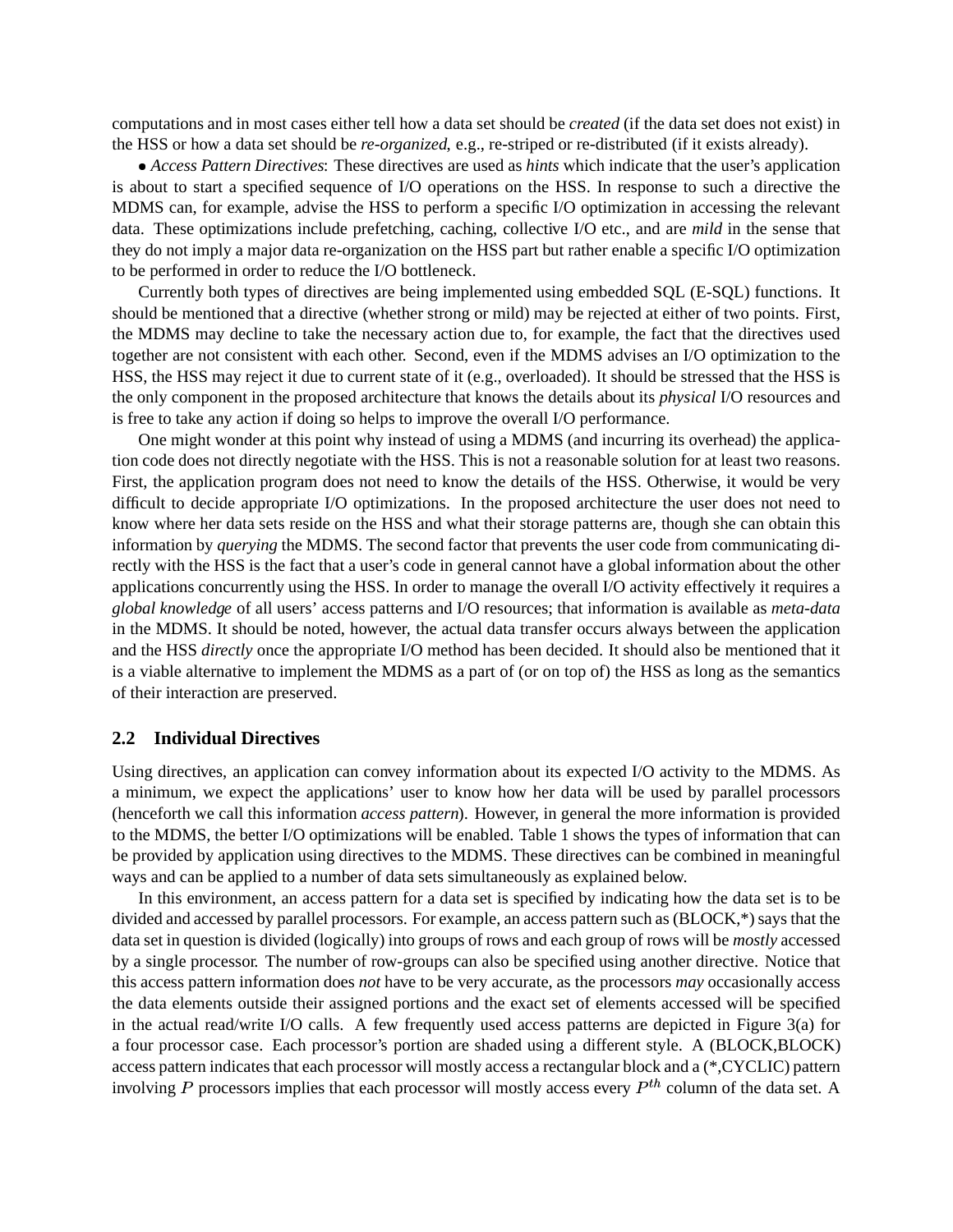computations and in most cases either tell how a data set should be *created* (if the data set does not exist) in the HSS or how a data set should be *re-organized*, e.g., re-striped or re-distributed (if it exists already).

- *Access Pattern Directives*: These directives are used as *hints* which indicate that the user's application is about to start a specified sequence of I/O operations on the HSS. In response to such a directive the MDMS can, for example, advise the HSS to perform a specific I/O optimization in accessing the relevant data. These optimizations include prefetching, caching, collective I/O etc., and are *mild* in the sense that they do not imply a major data re-organization on the HSS part but rather enable a specific I/O optimization to be performed in order to reduce the I/O bottleneck.

Currently both types of directives are being implemented using embedded SQL (E-SQL) functions. It should be mentioned that a directive (whether strong or mild) may be rejected at either of two points. First, the MDMS may decline to take the necessary action due to, for example, the fact that the directives used together are not consistent with each other. Second, even if the MDMS advises an I/O optimization to the HSS, the HSS may reject it due to current state of it (e.g., overloaded). It should be stressed that the HSS is the only component in the proposed architecture that knows the details about its *physical* I/O resources and is free to take any action if doing so helps to improve the overall I/O performance.

One might wonder at this point why instead of using a MDMS (and incurring its overhead) the application code does not directly negotiate with the HSS. This is not a reasonable solution for at least two reasons. First, the application program does not need to know the details of the HSS. Otherwise, it would be very difficult to decide appropriate I/O optimizations. In the proposed architecture the user does not need to know where her data sets reside on the HSS and what their storage patterns are, though she can obtain this information by *querying* the MDMS. The second factor that prevents the user code from communicating directly with the HSS is the fact that a user's code in general cannot have a global information about the other applications concurrently using the HSS. In order to manage the overall I/O activity effectively it requires a *global knowledge* of all users' access patterns and I/O resources; that information is available as *meta-data* in the MDMS. It should be noted, however, the actual data transfer occurs always between the application and the HSS *directly* once the appropriate I/O method has been decided. It should also be mentioned that it is a viable alternative to implement the MDMS as a part of (or on top of) the HSS as long as the semantics of their interaction are preserved.

## 2.2 Individual Directives

Using directives, an application can convey information about its expected I/O activity to the MDMS. As a minimum, we expect the applications' user to know how her data will be used by parallel processors (henceforth we call this information *access pattern*). However, in general the more information is provided to the MDMS, the better I/O optimizations will be enabled. Table 1 shows the types of information that can be provided by application using directives to the MDMS. These directives can be combined in meaningful ways and can be applied to a number of data sets simultaneously as explained below.

In this environment, an access pattern for a data set is specified by indicating how the data set is to be divided and accessed by parallel processors. For example, an access pattern such as (BLOCK,*) says that the data set in question is divided (logically) into groups of rows and each group of rows will be *mostly* accessed by a single processor. The number of row-groups can also be specified using another directive. Notice that this access pattern information does *not* have to be very accurate, as the processors *may* occasionally access the data elements outside their assigned portions and the exact set of elements accessed will be specified in the actual read/write I/O calls. A few frequently used access patterns are depicted in Figure 3(a) for a four processor case. Each processor's portion are shaded using a different style. A (BLOCK,BLOCK) access pattern indicates that each processor will mostly access a rectangular block and a (*,CYCLIC) pattern involving $P$ processors implies that each processor will mostly access every $P^{th}$ column of the data set. A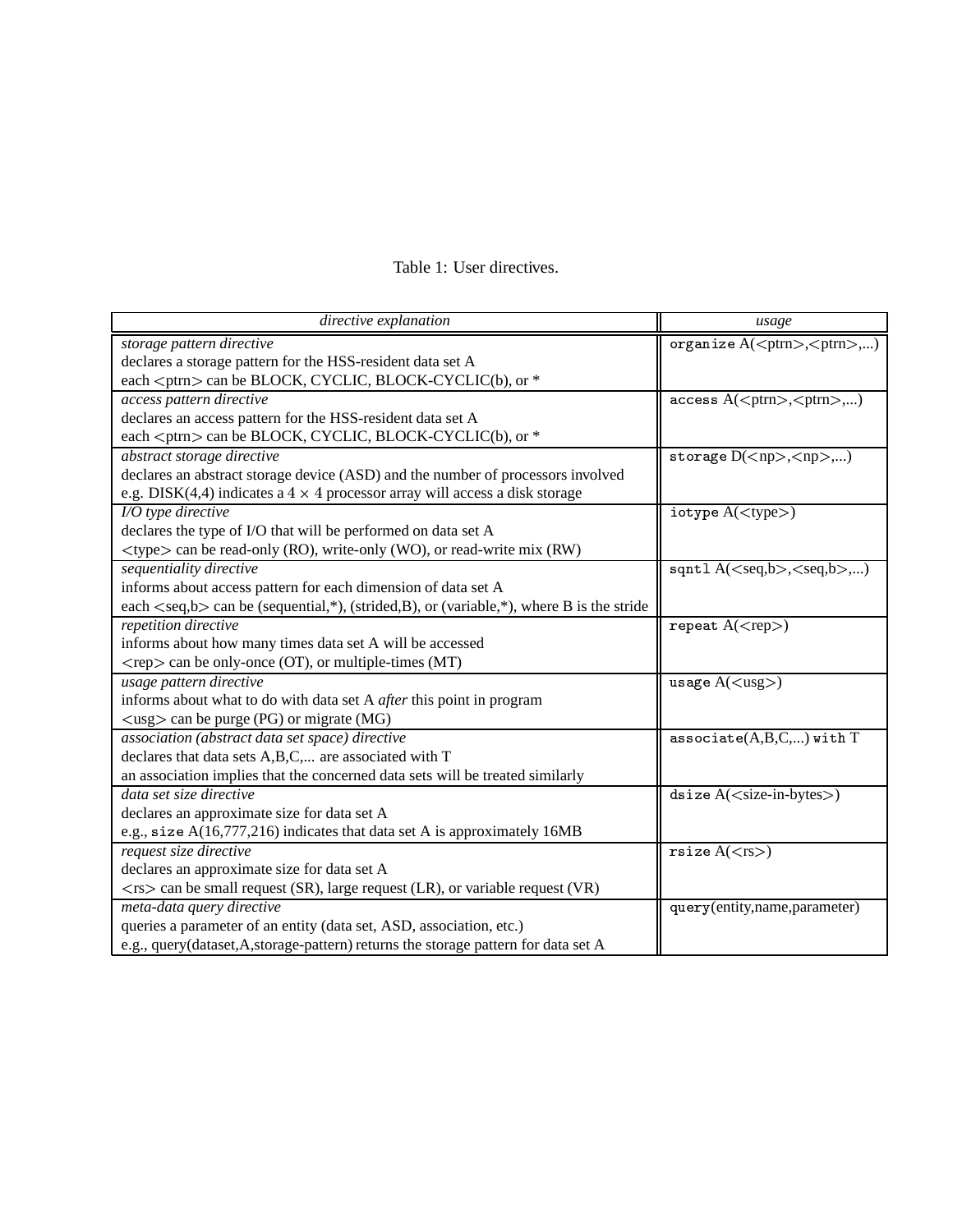Table 1: User directives.

| *directive explanation* | *usage* |
|---|---|
| *storage pattern directive*<br>declares a storage pattern for the HSS-resident data set A<br>each <ptrn> can be BLOCK, CYCLIC, BLOCK-CYCLIC(b), or * | `organize` A(<ptrn>,<ptrn>,...) |
| *access pattern directive*<br>declares an access pattern for the HSS-resident data set A<br>each <ptrn> can be BLOCK, CYCLIC, BLOCK-CYCLIC(b), or * | `access` A(<ptrn>,<ptrn>,...) |
| *abstract storage directive*<br>declares an abstract storage device (ASD) and the number of processors involved<br>e.g. DISK(4,4) indicates a $4 \times 4$ processor array will access a disk storage | `storage` D(<np>,<np>,...) |
| *I/O type directive*<br>declares the type of I/O that will be performed on data set A<br><type> can be read-only (RO), write-only (WO), or read-write mix (RW) | `iotype` A(<type>) |
| *sequentiality directive*<br>informs about access pattern for each dimension of data set A<br>each <seq,b> can be (sequential,*), (strided,B), or (variable,*), where B is the stride | `sqntl` A(<seq,b>,<seq,b>,...) |
| *repetition directive*<br>informs about how many times data set A will be accessed<br><rep> can be only-once (OT), or multiple-times (MT) | `repeat` A(<rep>) |
| *usage pattern directive*<br>informs about what to do with data set A *after* this point in program<br><usg> can be purge (PG) or migrate (MG) | `usage` A(<usg>) |
| *association (abstract data set space) directive*<br>declares that data sets A,B,C,... are associated with T<br>an association implies that the concerned data sets will be treated similarly | `associate`(A,B,C,...) `with` T |
| *data set size directive*<br>declares an approximate size for data set A<br>e.g., `size` A(16,777,216) indicates that data set A is approximately 16MB | `dsize` A(<size-in-bytes>) |
| *request size directive*<br>declares an approximate size for data set A<br><rs> can be small request (SR), large request (LR), or variable request (VR) | `rsize` A(<rs>) |
| *meta-data query directive*<br>queries a parameter of an entity (data set, ASD, association, etc.)<br>e.g., query(dataset,A,storage-pattern) returns the storage pattern for data set A | `query`(entity,name,parameter) |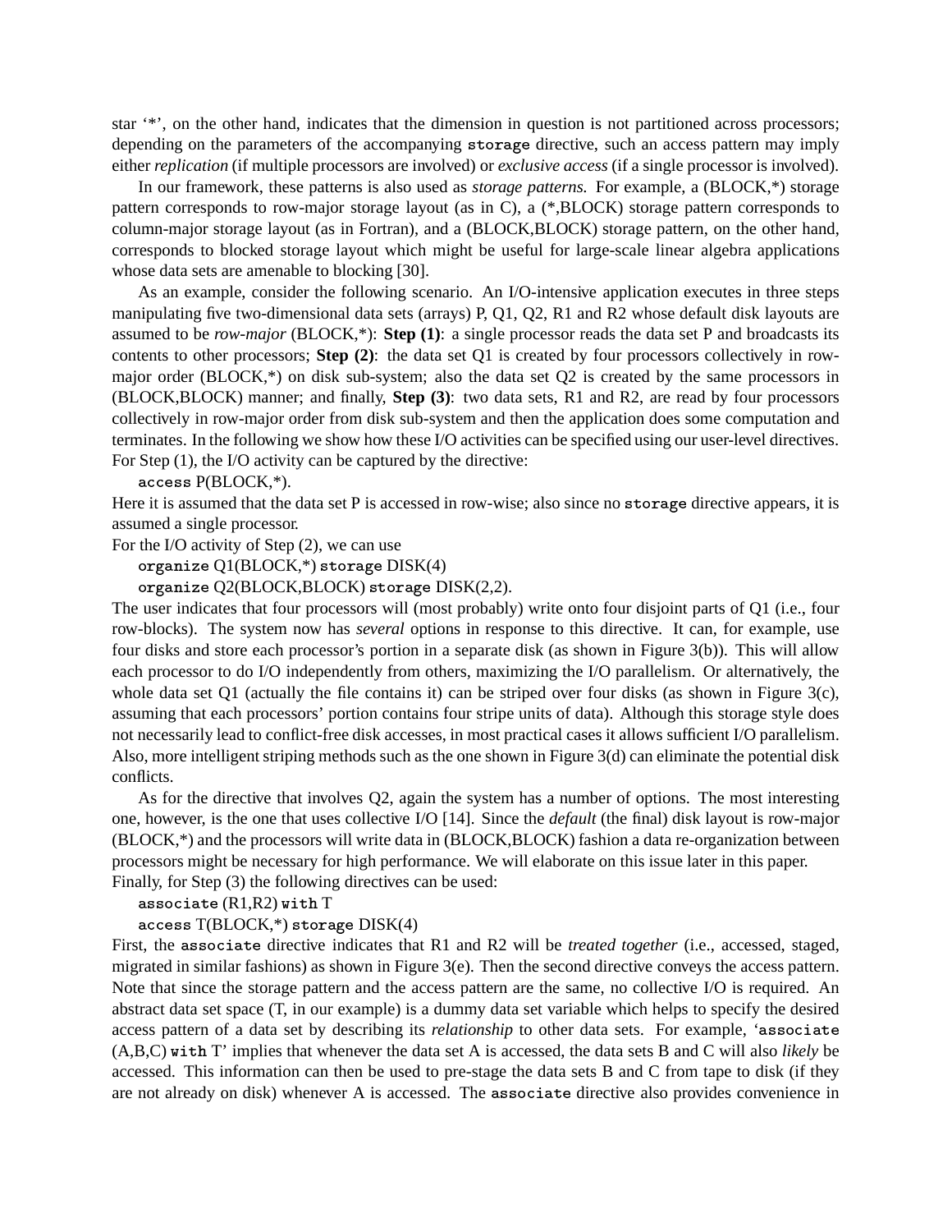star '*', on the other hand, indicates that the dimension in question is not partitioned across processors; depending on the parameters of the accompanying `storage` directive, such an access pattern may imply either *replication* (if multiple processors are involved) or *exclusive access* (if a single processor is involved).

In our framework, these patterns is also used as *storage patterns.* For example, a (BLOCK,*) storage pattern corresponds to row-major storage layout (as in C), a (*,BLOCK) storage pattern corresponds to column-major storage layout (as in Fortran), and a (BLOCK,BLOCK) storage pattern, on the other hand, corresponds to blocked storage layout which might be useful for large-scale linear algebra applications whose data sets are amenable to blocking [30].

As an example, consider the following scenario. An I/O-intensive application executes in three steps manipulating five two-dimensional data sets (arrays) P, Q1, Q2, R1 and R2 whose default disk layouts are assumed to be *row-major* (BLOCK,*): **Step (1)**: a single processor reads the data set P and broadcasts its contents to other processors; **Step (2)**: the data set Q1 is created by four processors collectively in row-major order (BLOCK,*) on disk sub-system; also the data set Q2 is created by the same processors in (BLOCK,BLOCK) manner; and finally, **Step (3)**: two data sets, R1 and R2, are read by four processors collectively in row-major order from disk sub-system and then the application does some computation and terminates. In the following we show how these I/O activities can be specified using our user-level directives. For Step (1), the I/O activity can be captured by the directive:

`access` P(BLOCK,*).

Here it is assumed that the data set P is accessed in row-wise; also since no `storage` directive appears, it is assumed a single processor.

For the I/O activity of Step (2), we can use

`organize` Q1(BLOCK,*) `storage` DISK(4)

`organize` Q2(BLOCK,BLOCK) `storage` DISK(2,2).

The user indicates that four processors will (most probably) write onto four disjoint parts of Q1 (i.e., four row-blocks). The system now has *several* options in response to this directive. It can, for example, use four disks and store each processor's portion in a separate disk (as shown in Figure 3(b)). This will allow each processor to do I/O independently from others, maximizing the I/O parallelism. Or alternatively, the whole data set Q1 (actually the file contains it) can be striped over four disks (as shown in Figure 3(c), assuming that each processors' portion contains four stripe units of data). Although this storage style does not necessarily lead to conflict-free disk accesses, in most practical cases it allows sufficient I/O parallelism. Also, more intelligent striping methods such as the one shown in Figure 3(d) can eliminate the potential disk conflicts.

As for the directive that involves Q2, again the system has a number of options. The most interesting one, however, is the one that uses collective I/O [14]. Since the *default* (the final) disk layout is row-major (BLOCK,*) and the processors will write data in (BLOCK,BLOCK) fashion a data re-organization between processors might be necessary for high performance. We will elaborate on this issue later in this paper.

Finally, for Step (3) the following directives can be used:

`associate` (R1,R2) `with` T

`access` T(BLOCK,*) `storage` DISK(4)

First, the `associate` directive indicates that R1 and R2 will be *treated together* (i.e., accessed, staged, migrated in similar fashions) as shown in Figure 3(e). Then the second directive conveys the access pattern. Note that since the storage pattern and the access pattern are the same, no collective I/O is required. An abstract data set space (T, in our example) is a dummy data set variable which helps to specify the desired access pattern of a data set by describing its *relationship* to other data sets. For example, '`associate` (A,B,C) `with` T' implies that whenever the data set A is accessed, the data sets B and C will also *likely* be accessed. This information can then be used to pre-stage the data sets B and C from tape to disk (if they are not already on disk) whenever A is accessed. The `associate` directive also provides convenience in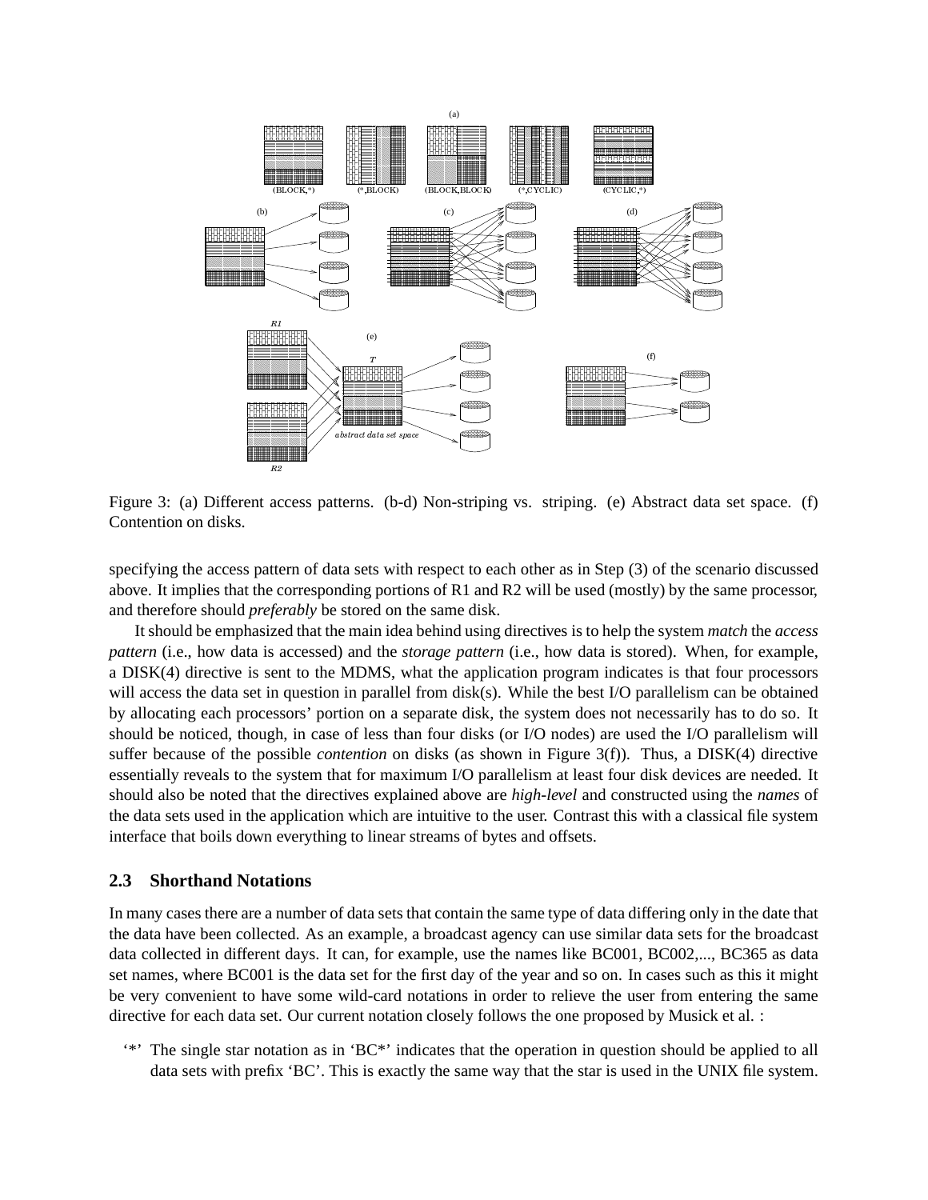Figure 3: (a) Different access patterns. (b-d) Non-striping vs. striping. (e) Abstract data set space. (f) Contention on disks.

specifying the access pattern of data sets with respect to each other as in Step (3) of the scenario discussed above. It implies that the corresponding portions of R1 and R2 will be used (mostly) by the same processor, and therefore should *preferably* be stored on the same disk.

It should be emphasized that the main idea behind using directives is to help the system *match* the *access pattern* (i.e., how data is accessed) and the *storage pattern* (i.e., how data is stored). When, for example, a DISK(4) directive is sent to the MDMS, what the application program indicates is that four processors will access the data set in question in parallel from disk(s). While the best I/O parallelism can be obtained by allocating each processors' portion on a separate disk, the system does not necessarily has to do so. It should be noticed, though, in case of less than four disks (or I/O nodes) are used the I/O parallelism will suffer because of the possible *contention* on disks (as shown in Figure 3(f)). Thus, a DISK(4) directive essentially reveals to the system that for maximum I/O parallelism at least four disk devices are needed. It should also be noted that the directives explained above are *high-level* and constructed using the *names* of the data sets used in the application which are intuitive to the user. Contrast this with a classical file system interface that boils down everything to linear streams of bytes and offsets.

## 2.3 Shorthand Notations

In many cases there are a number of data sets that contain the same type of data differing only in the date that the data have been collected. As an example, a broadcast agency can use similar data sets for the broadcast data collected in different days. It can, for example, use the names like BC001, BC002,..., BC365 as data set names, where BC001 is the data set for the first day of the year and so on. In cases such as this it might be very convenient to have some wild-card notations in order to relieve the user from entering the same directive for each data set. Our current notation closely follows the one proposed by Musick et al. :

- '*' The single star notation as in 'BC*' indicates that the operation in question should be applied to all data sets with prefix 'BC'. This is exactly the same way that the star is used in the UNIX file system.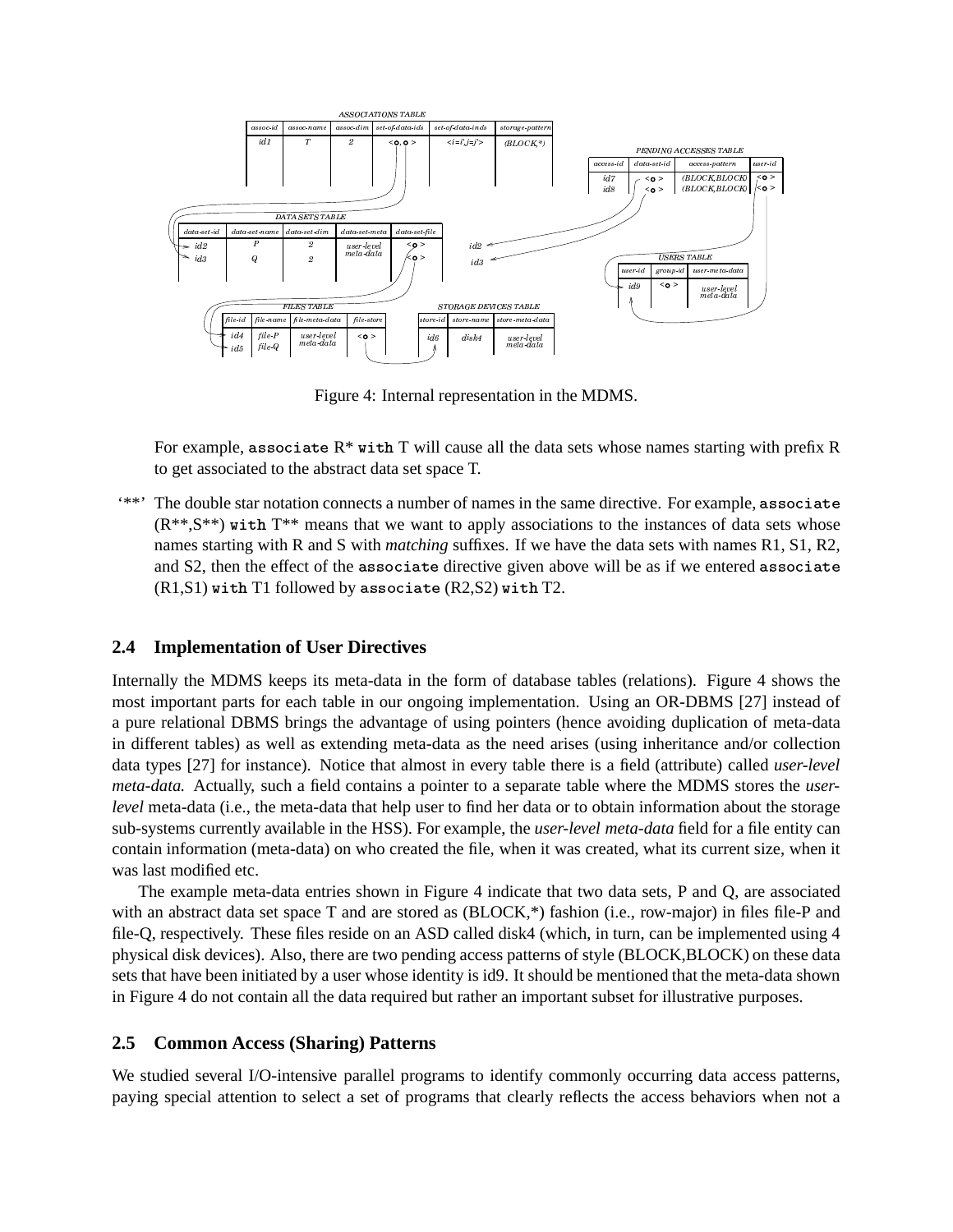Figure 4: Internal representation in the MDMS.

For example, **associate** R* **with** T will cause all the data sets whose names starting with prefix R to get associated to the abstract data set space T.

'**' The double star notation connects a number of names in the same directive. For example, **associate** (R**,S**) **with** T** means that we want to apply associations to the instances of data sets whose names starting with R and S with *matching* suffixes. If we have the data sets with names R1, S1, R2, and S2, then the effect of the **associate** directive given above will be as if we entered **associate** (R1,S1) **with** T1 followed by **associate** (R2,S2) **with** T2.

### 2.4 Implementation of User Directives

Internally the MDMS keeps its meta-data in the form of database tables (relations). Figure 4 shows the most important parts for each table in our ongoing implementation. Using an OR-DBMS [27] instead of a pure relational DBMS brings the advantage of using pointers (hence avoiding duplication of meta-data in different tables) as well as extending meta-data as the need arises (using inheritance and/or collection data types [27] for instance). Notice that almost in every table there is a field (attribute) called *user-level meta-data.* Actually, such a field contains a pointer to a separate table where the MDMS stores the *user-level* meta-data (i.e., the meta-data that help user to find her data or to obtain information about the storage sub-systems currently available in the HSS). For example, the *user-level meta-data* field for a file entity can contain information (meta-data) on who created the file, when it was created, what its current size, when it was last modified etc.

The example meta-data entries shown in Figure 4 indicate that two data sets, P and Q, are associated with an abstract data set space T and are stored as (BLOCK,*) fashion (i.e., row-major) in files file-P and file-Q, respectively. These files reside on an ASD called disk4 (which, in turn, can be implemented using 4 physical disk devices). Also, there are two pending access patterns of style (BLOCK,BLOCK) on these data sets that have been initiated by a user whose identity is id9. It should be mentioned that the meta-data shown in Figure 4 do not contain all the data required but rather an important subset for illustrative purposes.

### 2.5 Common Access (Sharing) Patterns

We studied several I/O-intensive parallel programs to identify commonly occurring data access patterns, paying special attention to select a set of programs that clearly reflects the access behaviors when not a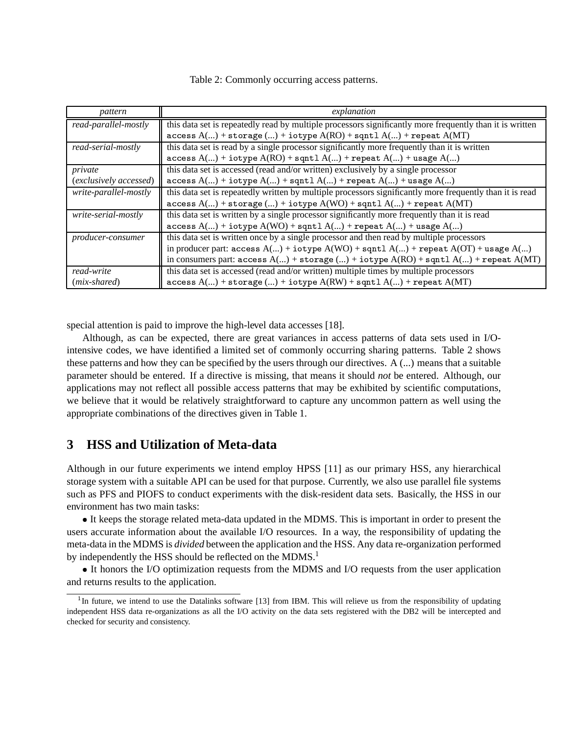Table 2: Commonly occurring access patterns.

| *pattern* | *explanation* |
| --- | --- |
| *read-parallel-mostly* | this data set is repeatedly read by multiple processors significantly more frequently than it is written<br>`access` A(...) + `storage` (...) + `iotype` A(RO) + `sqntl` A(...) + `repeat` A(MT) |
| *read-serial-mostly* | this data set is read by a single processor significantly more frequently than it is written<br>`access` A(...) + `iotype` A(RO) + `sqntl` A(...) + `repeat` A(...) + `usage` A(...) |
| *private* (*exclusively accessed*) | this data set is accessed (read and/or written) exclusively by a single processor<br>`access` A(...) + `iotype` A(...) + `sqntl` A(...) + `repeat` A(...) + `usage` A(...) |
| *write-parallel-mostly* | this data set is repeatedly written by multiple processors significantly more frequently than it is read<br>`access` A(...) + `storage` (...) + `iotype` A(WO) + `sqntl` A(...) + `repeat` A(MT) |
| *write-serial-mostly* | this data set is written by a single processor significantly more frequently than it is read<br>`access` A(...) + `iotype` A(WO) + `sqntl` A(...) + `repeat` A(...) + `usage` A(...) |
| *producer-consumer* | this data set is written once by a single processor and then read by multiple processors<br>in producer part: `access` A(...) + `iotype` A(WO) + `sqntl` A(...) + `repeat` A(OT) + `usage` A(...)<br>in consumers part: `access` A(...) + `storage` (...) + `iotype` A(RO) + `sqntl` A(...) + `repeat` A(MT) |
| *read-write* (*mix-shared*) | this data set is accessed (read and/or written) multiple times by multiple processors<br>`access` A(...) + `storage` (...) + `iotype` A(RW) + `sqntl` A(...) + `repeat` A(MT) |

special attention is paid to improve the high-level data accesses [18].

Although, as can be expected, there are great variances in access patterns of data sets used in I/O-intensive codes, we have identified a limited set of commonly occurring sharing patterns. Table 2 shows these patterns and how they can be specified by the users through our directives. A (...) means that a suitable parameter should be entered. If a directive is missing, that means it should *not* be entered. Although, our applications may not reflect all possible access patterns that may be exhibited by scientific computations, we believe that it would be relatively straightforward to capture any uncommon pattern as well using the appropriate combinations of the directives given in Table 1.

## 3 HSS and Utilization of Meta-data

Although in our future experiments we intend employ HPSS [11] as our primary HSS, any hierarchical storage system with a suitable API can be used for that purpose. Currently, we also use parallel file systems such as PFS and PIOFS to conduct experiments with the disk-resident data sets. Basically, the HSS in our environment has two main tasks:

• It keeps the storage related meta-data updated in the MDMS. This is important in order to present the users accurate information about the available I/O resources. In a way, the responsibility of updating the meta-data in the MDMS is *divided* between the application and the HSS. Any data re-organization performed by independently the HSS should be reflected on the MDMS.[1]

• It honors the I/O optimization requests from the MDMS and I/O requests from the user application and returns results to the application.

[1] In future, we intend to use the Datalinks software [13] from IBM. This will relieve us from the responsibility of updating independent HSS data re-organizations as all the I/O activity on the data sets registered with the DB2 will be intercepted and checked for security and consistency.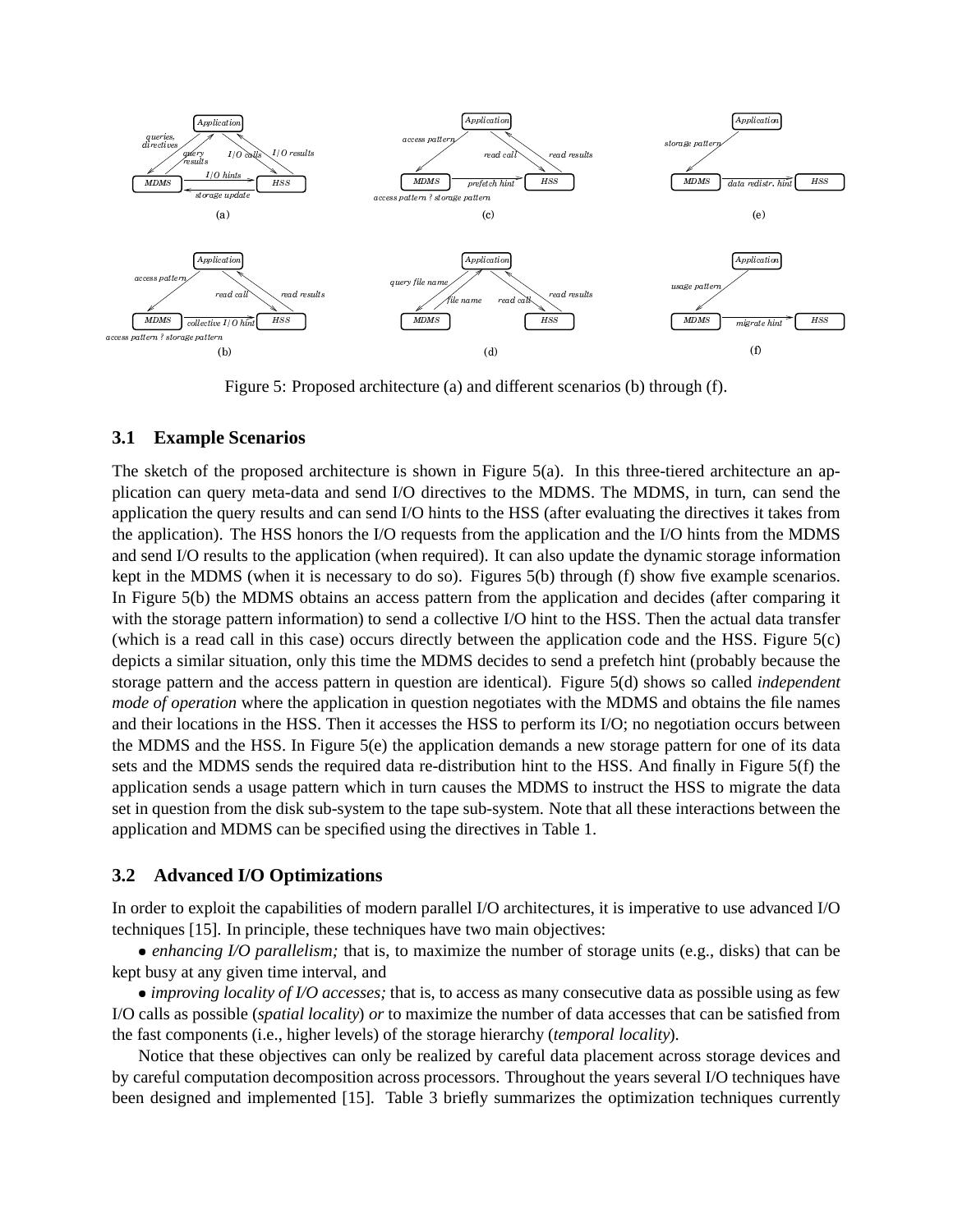Figure 5: Proposed architecture (a) and different scenarios (b) through (f).

### 3.1 Example Scenarios

The sketch of the proposed architecture is shown in Figure 5(a). In this three-tiered architecture an application can query meta-data and send I/O directives to the MDMS. The MDMS, in turn, can send the application the query results and can send I/O hints to the HSS (after evaluating the directives it takes from the application). The HSS honors the I/O requests from the application and the I/O hints from the MDMS and send I/O results to the application (when required). It can also update the dynamic storage information kept in the MDMS (when it is necessary to do so). Figures 5(b) through (f) show five example scenarios. In Figure 5(b) the MDMS obtains an access pattern from the application and decides (after comparing it with the storage pattern information) to send a collective I/O hint to the HSS. Then the actual data transfer (which is a read call in this case) occurs directly between the application code and the HSS. Figure 5(c) depicts a similar situation, only this time the MDMS decides to send a prefetch hint (probably because the storage pattern and the access pattern in question are identical). Figure 5(d) shows so called *independent mode of operation* where the application in question negotiates with the MDMS and obtains the file names and their locations in the HSS. Then it accesses the HSS to perform its I/O; no negotiation occurs between the MDMS and the HSS. In Figure 5(e) the application demands a new storage pattern for one of its data sets and the MDMS sends the required data re-distribution hint to the HSS. And finally in Figure 5(f) the application sends a usage pattern which in turn causes the MDMS to instruct the HSS to migrate the data set in question from the disk sub-system to the tape sub-system. Note that all these interactions between the application and MDMS can be specified using the directives in Table 1.

### 3.2 Advanced I/O Optimizations

In order to exploit the capabilities of modern parallel I/O architectures, it is imperative to use advanced I/O techniques [15]. In principle, these techniques have two main objectives:

- *enhancing I/O parallelism;* that is, to maximize the number of storage units (e.g., disks) that can be kept busy at any given time interval, and
- *improving locality of I/O accesses;* that is, to access as many consecutive data as possible using as few I/O calls as possible (*spatial locality*) *or* to maximize the number of data accesses that can be satisfied from the fast components (i.e., higher levels) of the storage hierarchy (*temporal locality*).

Notice that these objectives can only be realized by careful data placement across storage devices and by careful computation decomposition across processors. Throughout the years several I/O techniques have been designed and implemented [15]. Table 3 briefly summarizes the optimization techniques currently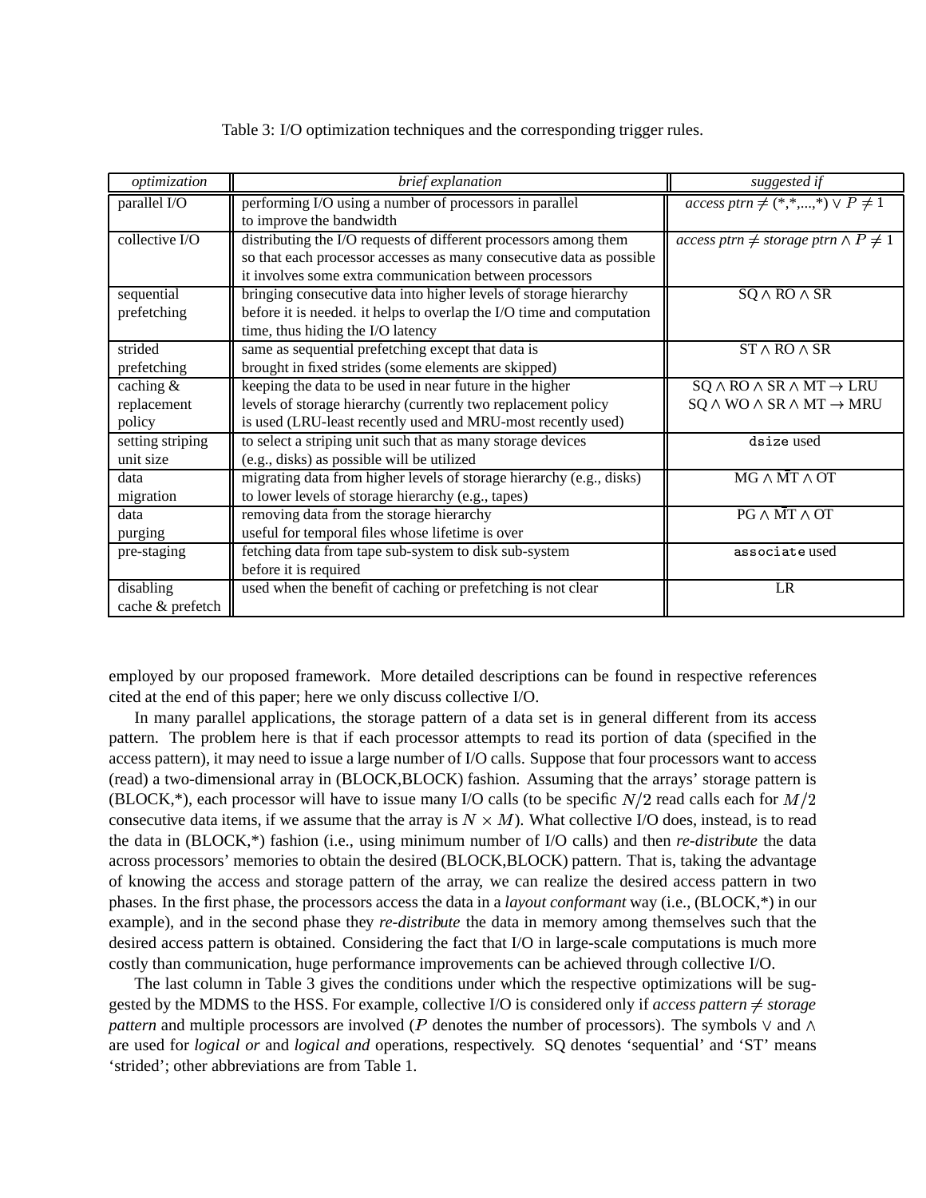Table 3: I/O optimization techniques and the corresponding trigger rules.

| *optimization* | *brief explanation* | *suggested if* |
|---|---|---|
| parallel I/O | performing I/O using a number of processors in parallel to improve the bandwidth | *access ptrn* $\neq$ (\*,\*,...,\*) $\vee$ $P \neq 1$ |
| collective I/O | distributing the I/O requests of different processors among them so that each processor accesses as many consecutive data as possible it involves some extra communication between processors | *access ptrn* $\neq$ *storage ptrn* $\wedge$ $P \neq 1$ |
| sequential prefetching | bringing consecutive data into higher levels of storage hierarchy before it is needed. it helps to overlap the I/O time and computation time, thus hiding the I/O latency | SQ $\wedge$ RO $\wedge$ SR |
| strided prefetching | same as sequential prefetching except that data is brought in fixed strides (some elements are skipped) | ST $\wedge$ RO $\wedge$ SR |
| caching & replacement policy | keeping the data to be used in near future in the higher levels of storage hierarchy (currently two replacement policy is used (LRU-least recently used and MRU-most recently used) | SQ $\wedge$ RO $\wedge$ SR $\wedge$ MT $\rightarrow$ LRU<br>SQ $\wedge$ WO $\wedge$ SR $\wedge$ MT $\rightarrow$ MRU |
| setting striping unit size | to select a striping unit such that as many storage devices (e.g., disks) as possible will be utilized | `dsize` used |
| data migration | migrating data from higher levels of storage hierarchy (e.g., disks) to lower levels of storage hierarchy (e.g., tapes) | MG $\wedge$ $\bar{\text{MT}}$ $\wedge$ OT |
| data purging | removing data from the storage hierarchy useful for temporal files whose lifetime is over | PG $\wedge$ $\bar{\text{MT}}$ $\wedge$ OT |
| pre-staging | fetching data from tape sub-system to disk sub-system before it is required | `associate` used |
| disabling cache & prefetch | used when the benefit of caching or prefetching is not clear | LR |

employed by our proposed framework. More detailed descriptions can be found in respective references cited at the end of this paper; here we only discuss collective I/O.

In many parallel applications, the storage pattern of a data set is in general different from its access pattern. The problem here is that if each processor attempts to read its portion of data (specified in the access pattern), it may need to issue a large number of I/O calls. Suppose that four processors want to access (read) a two-dimensional array in (BLOCK,BLOCK) fashion. Assuming that the arrays' storage pattern is (BLOCK,\*), each processor will have to issue many I/O calls (to be specific $N/2$ read calls each for $M/2$ consecutive data items, if we assume that the array is $N \times M$). What collective I/O does, instead, is to read the data in (BLOCK,\*) fashion (i.e., using minimum number of I/O calls) and then *re-distribute* the data across processors' memories to obtain the desired (BLOCK,BLOCK) pattern. That is, taking the advantage of knowing the access and storage pattern of the array, we can realize the desired access pattern in two phases. In the first phase, the processors access the data in a *layout conformant* way (i.e., (BLOCK,\*) in our example), and in the second phase they *re-distribute* the data in memory among themselves such that the desired access pattern is obtained. Considering the fact that I/O in large-scale computations is much more costly than communication, huge performance improvements can be achieved through collective I/O.

The last column in Table 3 gives the conditions under which the respective optimizations will be suggested by the MDMS to the HSS. For example, collective I/O is considered only if *access pattern* $\neq$ *storage pattern* and multiple processors are involved ($P$ denotes the number of processors). The symbols $\vee$ and $\wedge$ are used for *logical or* and *logical and* operations, respectively. SQ denotes 'sequential' and 'ST' means 'strided'; other abbreviations are from Table 1.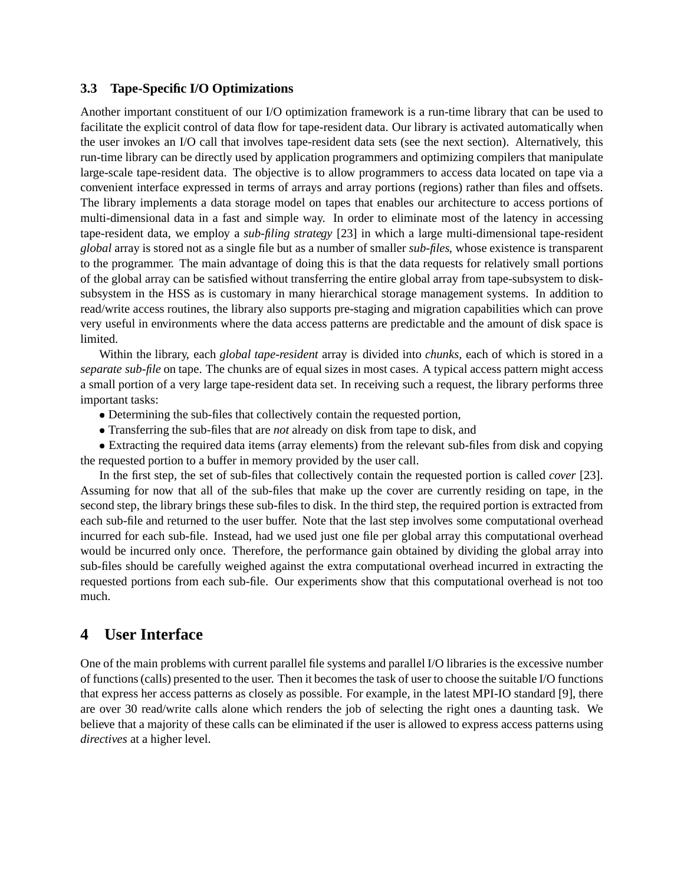### 3.3 Tape-Specific I/O Optimizations

Another important constituent of our I/O optimization framework is a run-time library that can be used to facilitate the explicit control of data flow for tape-resident data. Our library is activated automatically when the user invokes an I/O call that involves tape-resident data sets (see the next section). Alternatively, this run-time library can be directly used by application programmers and optimizing compilers that manipulate large-scale tape-resident data. The objective is to allow programmers to access data located on tape via a convenient interface expressed in terms of arrays and array portions (regions) rather than files and offsets. The library implements a data storage model on tapes that enables our architecture to access portions of multi-dimensional data in a fast and simple way. In order to eliminate most of the latency in accessing tape-resident data, we employ a *sub-filing strategy* [23] in which a large multi-dimensional tape-resident *global* array is stored not as a single file but as a number of smaller *sub-files*, whose existence is transparent to the programmer. The main advantage of doing this is that the data requests for relatively small portions of the global array can be satisfied without transferring the entire global array from tape-subsystem to disk-subsystem in the HSS as is customary in many hierarchical storage management systems. In addition to read/write access routines, the library also supports pre-staging and migration capabilities which can prove very useful in environments where the data access patterns are predictable and the amount of disk space is limited.

Within the library, each *global tape-resident* array is divided into *chunks*, each of which is stored in a *separate sub-file* on tape. The chunks are of equal sizes in most cases. A typical access pattern might access a small portion of a very large tape-resident data set. In receiving such a request, the library performs three important tasks:

- Determining the sub-files that collectively contain the requested portion,
- Transferring the sub-files that are *not* already on disk from tape to disk, and
- Extracting the required data items (array elements) from the relevant sub-files from disk and copying the requested portion to a buffer in memory provided by the user call.

In the first step, the set of sub-files that collectively contain the requested portion is called *cover* [23]. Assuming for now that all of the sub-files that make up the cover are currently residing on tape, in the second step, the library brings these sub-files to disk. In the third step, the required portion is extracted from each sub-file and returned to the user buffer. Note that the last step involves some computational overhead incurred for each sub-file. Instead, had we used just one file per global array this computational overhead would be incurred only once. Therefore, the performance gain obtained by dividing the global array into sub-files should be carefully weighed against the extra computational overhead incurred in extracting the requested portions from each sub-file. Our experiments show that this computational overhead is not too much.

## 4 User Interface

One of the main problems with current parallel file systems and parallel I/O libraries is the excessive number of functions (calls) presented to the user. Then it becomes the task of user to choose the suitable I/O functions that express her access patterns as closely as possible. For example, in the latest MPI-IO standard [9], there are over 30 read/write calls alone which renders the job of selecting the right ones a daunting task. We believe that a majority of these calls can be eliminated if the user is allowed to express access patterns using *directives* at a higher level.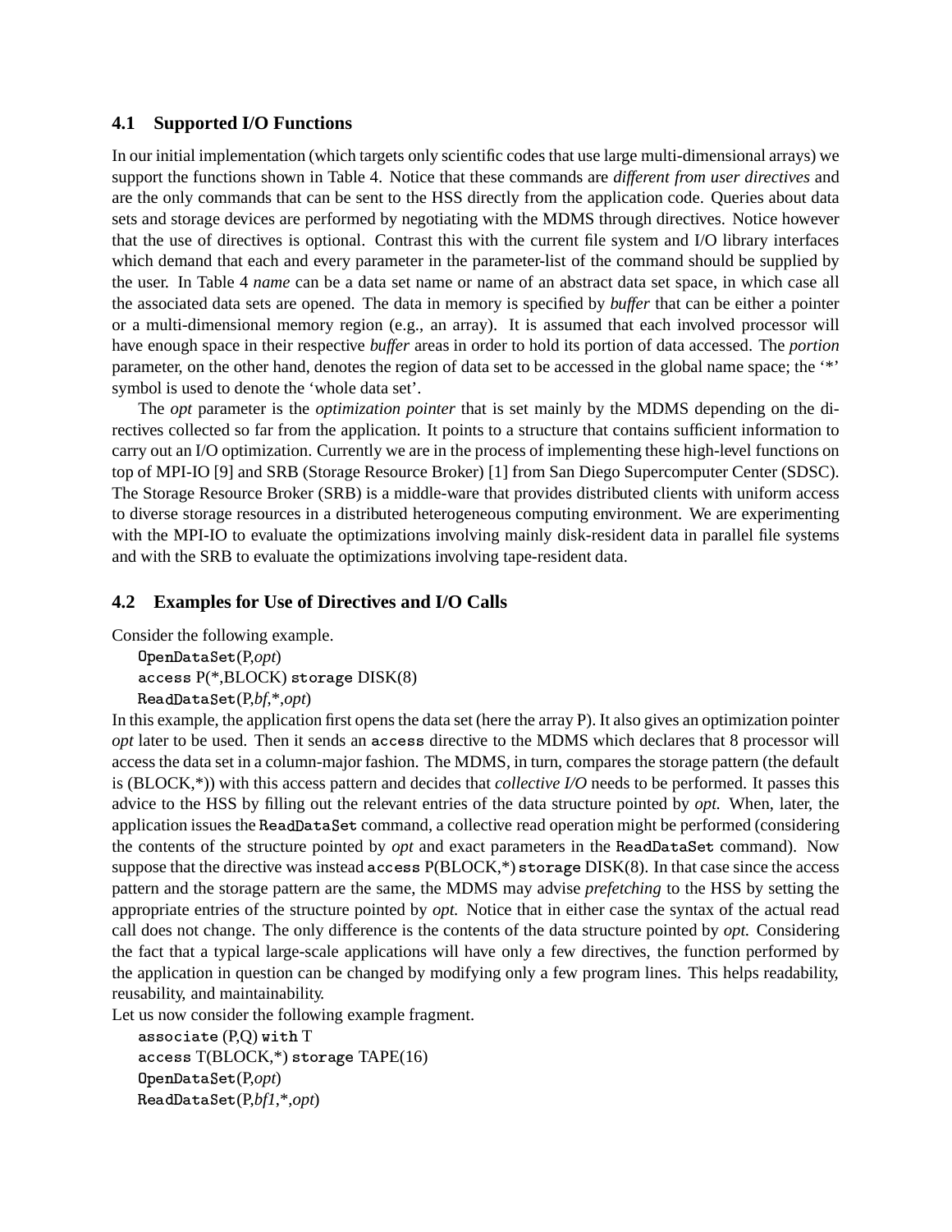### 4.1 Supported I/O Functions

In our initial implementation (which targets only scientific codes that use large multi-dimensional arrays) we support the functions shown in Table 4. Notice that these commands are *different from user directives* and are the only commands that can be sent to the HSS directly from the application code. Queries about data sets and storage devices are performed by negotiating with the MDMS through directives. Notice however that the use of directives is optional. Contrast this with the current file system and I/O library interfaces which demand that each and every parameter in the parameter-list of the command should be supplied by the user. In Table 4 *name* can be a data set name or name of an abstract data set space, in which case all the associated data sets are opened. The data in memory is specified by *buffer* that can be either a pointer or a multi-dimensional memory region (e.g., an array). It is assumed that each involved processor will have enough space in their respective *buffer* areas in order to hold its portion of data accessed. The *portion* parameter, on the other hand, denotes the region of data set to be accessed in the global name space; the '*' symbol is used to denote the 'whole data set'.

The *opt* parameter is the *optimization pointer* that is set mainly by the MDMS depending on the directives collected so far from the application. It points to a structure that contains sufficient information to carry out an I/O optimization. Currently we are in the process of implementing these high-level functions on top of MPI-IO [9] and SRB (Storage Resource Broker) [1] from San Diego Supercomputer Center (SDSC). The Storage Resource Broker (SRB) is a middle-ware that provides distributed clients with uniform access to diverse storage resources in a distributed heterogeneous computing environment. We are experimenting with the MPI-IO to evaluate the optimizations involving mainly disk-resident data in parallel file systems and with the SRB to evaluate the optimizations involving tape-resident data.

### 4.2 Examples for Use of Directives and I/O Calls

Consider the following example.

```
OpenDataSet(P,opt)
access P(*,BLOCK) storage DISK(8)
ReadDataSet(P,bf,*,opt)
```

In this example, the application first opens the data set (here the array P). It also gives an optimization pointer *opt* later to be used. Then it sends an `access` directive to the MDMS which declares that 8 processor will access the data set in a column-major fashion. The MDMS, in turn, compares the storage pattern (the default is (BLOCK,*)) with this access pattern and decides that *collective I/O* needs to be performed. It passes this advice to the HSS by filling out the relevant entries of the data structure pointed by *opt.* When, later, the application issues the `ReadDataSet` command, a collective read operation might be performed (considering the contents of the structure pointed by *opt* and exact parameters in the `ReadDataSet` command). Now suppose that the directive was instead `access` P(BLOCK,*) `storage` DISK(8). In that case since the access pattern and the storage pattern are the same, the MDMS may advise *prefetching* to the HSS by setting the appropriate entries of the structure pointed by *opt.* Notice that in either case the syntax of the actual read call does not change. The only difference is the contents of the data structure pointed by *opt.* Considering the fact that a typical large-scale applications will have only a few directives, the function performed by the application in question can be changed by modifying only a few program lines. This helps readability, reusability, and maintainability.

Let us now consider the following example fragment.

```
associate (P,Q) with T
access T(BLOCK,*) storage TAPE(16)
OpenDataSet(P,opt)
ReadDataSet(P,bf1,*,opt)
```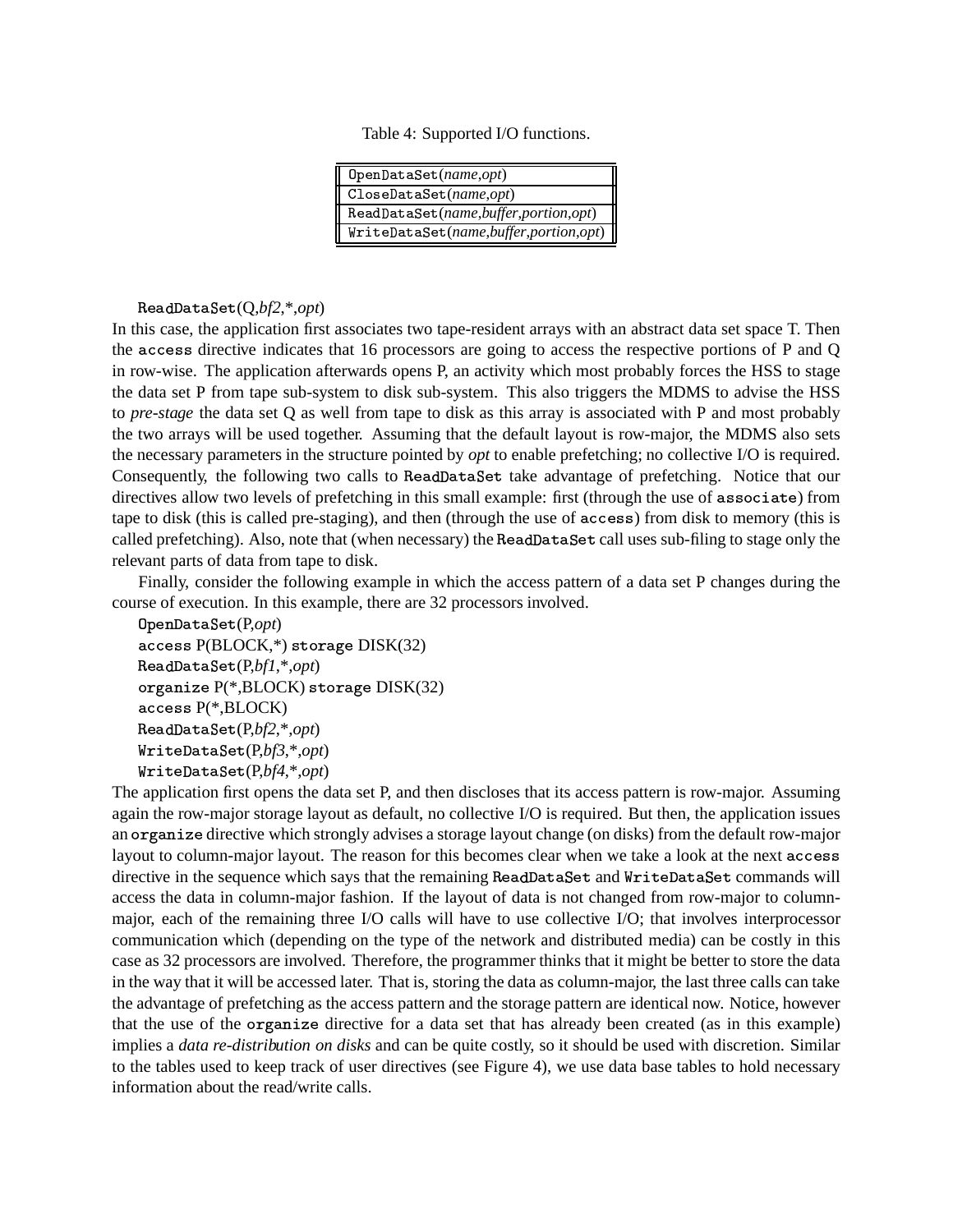Table 4: Supported I/O functions.

| |
|---|
| `OpenDataSet`(*name*,*opt*) |
| `CloseDataSet`(*name*,*opt*) |
| `ReadDataSet`(*name*,*buffer*,*portion*,*opt*) |
| `WriteDataSet`(*name*,*buffer*,*portion*,*opt*) |

`ReadDataSet`(Q,*bf2*,*,*opt*)

In this case, the application first associates two tape-resident arrays with an abstract data set space T. Then the `access` directive indicates that 16 processors are going to access the respective portions of P and Q in row-wise. The application afterwards opens P, an activity which most probably forces the HSS to stage the data set P from tape sub-system to disk sub-system. This also triggers the MDMS to advise the HSS to *pre-stage* the data set Q as well from tape to disk as this array is associated with P and most probably the two arrays will be used together. Assuming that the default layout is row-major, the MDMS also sets the necessary parameters in the structure pointed by *opt* to enable prefetching; no collective I/O is required. Consequently, the following two calls to `ReadDataSet` take advantage of prefetching. Notice that our directives allow two levels of prefetching in this small example: first (through the use of `associate`) from tape to disk (this is called pre-staging), and then (through the use of `access`) from disk to memory (this is called prefetching). Also, note that (when necessary) the `ReadDataSet` call uses sub-filing to stage only the relevant parts of data from tape to disk.

Finally, consider the following example in which the access pattern of a data set P changes during the course of execution. In this example, there are 32 processors involved.

`OpenDataSet`(P,*opt*)
`access` P(BLOCK,*) `storage` DISK(32)
`ReadDataSet`(P,*bf1*,*,*opt*)
`organize` P(*,BLOCK) `storage` DISK(32)
`access` P(*,BLOCK)
`ReadDataSet`(P,*bf2*,*,*opt*)
`WriteDataSet`(P,*bf3*,*,*opt*)
`WriteDataSet`(P,*bf4*,*,*opt*)

The application first opens the data set P, and then discloses that its access pattern is row-major. Assuming again the row-major storage layout as default, no collective I/O is required. But then, the application issues an `organize` directive which strongly advises a storage layout change (on disks) from the default row-major layout to column-major layout. The reason for this becomes clear when we take a look at the next `access` directive in the sequence which says that the remaining `ReadDataSet` and `WriteDataSet` commands will access the data in column-major fashion. If the layout of data is not changed from row-major to column-major, each of the remaining three I/O calls will have to use collective I/O; that involves interprocessor communication which (depending on the type of the network and distributed media) can be costly in this case as 32 processors are involved. Therefore, the programmer thinks that it might be better to store the data in the way that it will be accessed later. That is, storing the data as column-major, the last three calls can take the advantage of prefetching as the access pattern and the storage pattern are identical now. Notice, however that the use of the `organize` directive for a data set that has already been created (as in this example) implies a *data re-distribution on disks* and can be quite costly, so it should be used with discretion. Similar to the tables used to keep track of user directives (see Figure 4), we use data base tables to hold necessary information about the read/write calls.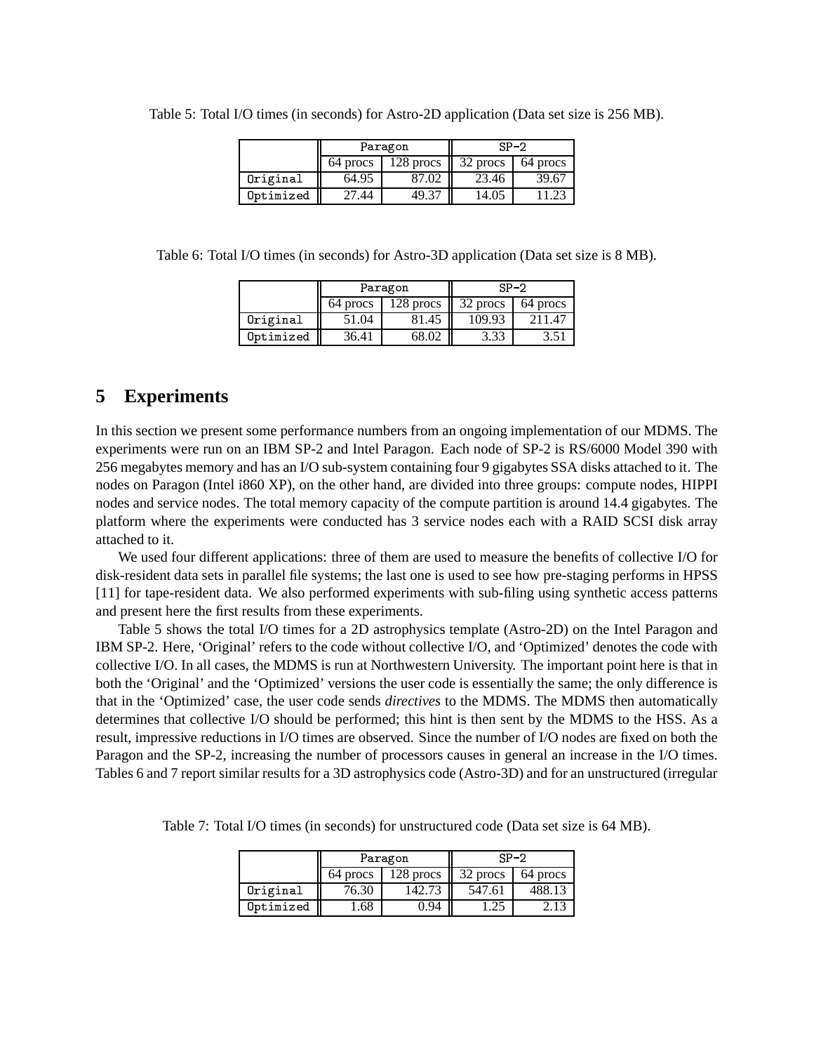Table 5: Total I/O times (in seconds) for Astro-2D application (Data set size is 256 MB).

| | Paragon | | SP-2 | |
|---|---|---|---|---|
| | 64 procs | 128 procs | 32 procs | 64 procs |
| Original | 64.95 | 87.02 | 23.46 | 39.67 |
| Optimized | 27.44 | 49.37 | 14.05 | 11.23 |

Table 6: Total I/O times (in seconds) for Astro-3D application (Data set size is 8 MB).

| | Paragon | | SP-2 | |
|---|---|---|---|---|
| | 64 procs | 128 procs | 32 procs | 64 procs |
| Original | 51.04 | 81.45 | 109.93 | 211.47 |
| Optimized | 36.41 | 68.02 | 3.33 | 3.51 |

## 5 Experiments

In this section we present some performance numbers from an ongoing implementation of our MDMS. The experiments were run on an IBM SP-2 and Intel Paragon. Each node of SP-2 is RS/6000 Model 390 with 256 megabytes memory and has an I/O sub-system containing four 9 gigabytes SSA disks attached to it. The nodes on Paragon (Intel i860 XP), on the other hand, are divided into three groups: compute nodes, HIPPI nodes and service nodes. The total memory capacity of the compute partition is around 14.4 gigabytes. The platform where the experiments were conducted has 3 service nodes each with a RAID SCSI disk array attached to it.

We used four different applications: three of them are used to measure the benefits of collective I/O for disk-resident data sets in parallel file systems; the last one is used to see how pre-staging performs in HPSS [11] for tape-resident data. We also performed experiments with sub-filing using synthetic access patterns and present here the first results from these experiments.

Table 5 shows the total I/O times for a 2D astrophysics template (Astro-2D) on the Intel Paragon and IBM SP-2. Here, 'Original' refers to the code without collective I/O, and 'Optimized' denotes the code with collective I/O. In all cases, the MDMS is run at Northwestern University. The important point here is that in both the 'Original' and the 'Optimized' versions the user code is essentially the same; the only difference is that in the 'Optimized' case, the user code sends *directives* to the MDMS. The MDMS then automatically determines that collective I/O should be performed; this hint is then sent by the MDMS to the HSS. As a result, impressive reductions in I/O times are observed. Since the number of I/O nodes are fixed on both the Paragon and the SP-2, increasing the number of processors causes in general an increase in the I/O times. Tables 6 and 7 report similar results for a 3D astrophysics code (Astro-3D) and for an unstructured (irregular

Table 7: Total I/O times (in seconds) for unstructured code (Data set size is 64 MB).

| | Paragon | | SP-2 | |
|---|---|---|---|---|
| | 64 procs | 128 procs | 32 procs | 64 procs |
| Original | 76.30 | 142.73 | 547.61 | 488.13 |
| Optimized | 1.68 | 0.94 | 1.25 | 2.13 |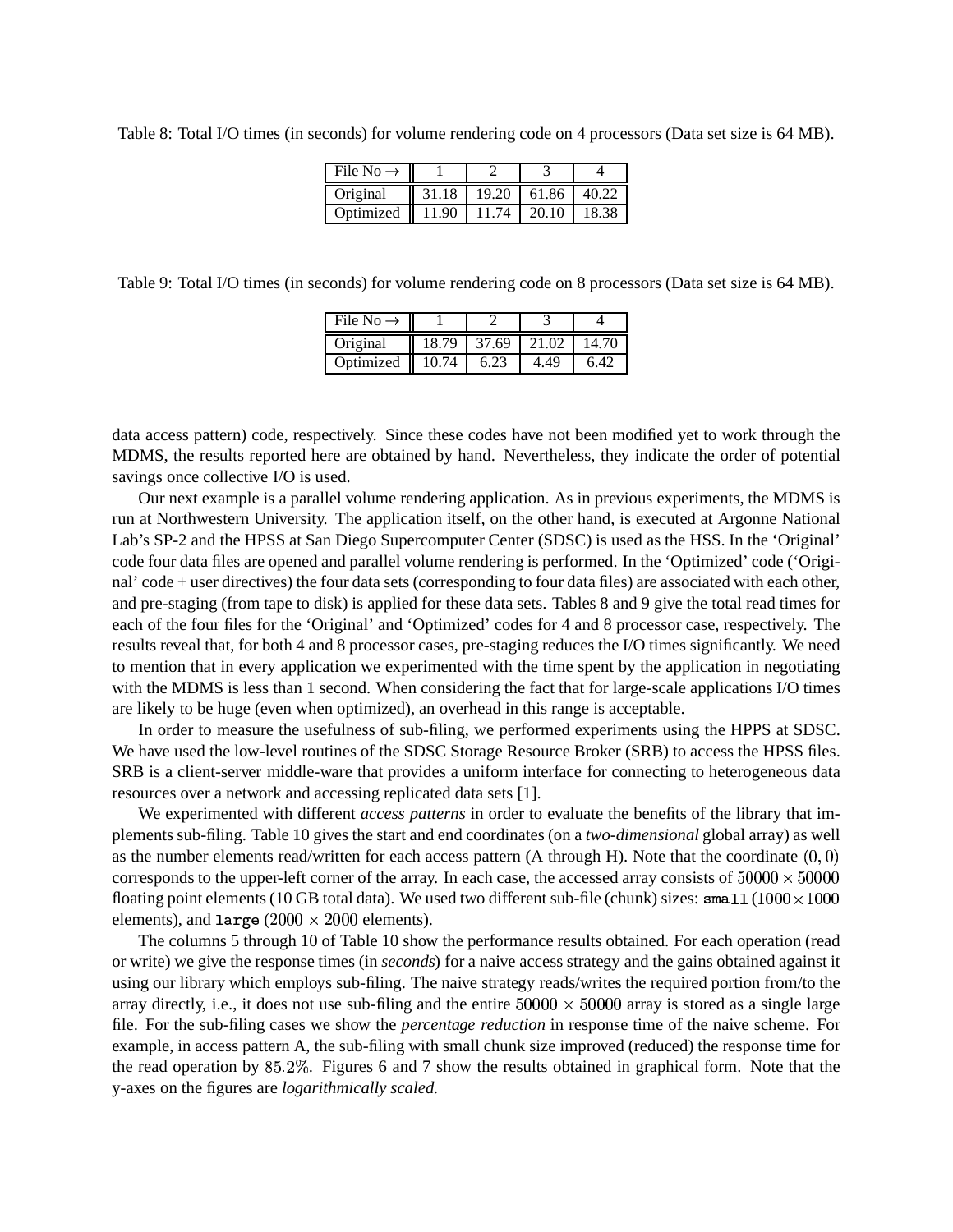Table 8: Total I/O times (in seconds) for volume rendering code on 4 processors (Data set size is 64 MB).

| File No → | 1 | 2 | 3 | 4 |
|---|---|---|---|---|
| Original | 31.18 | 19.20 | 61.86 | 40.22 |
| Optimized | 11.90 | 11.74 | 20.10 | 18.38 |

Table 9: Total I/O times (in seconds) for volume rendering code on 8 processors (Data set size is 64 MB).

| File No → | 1 | 2 | 3 | 4 |
|---|---|---|---|---|
| Original | 18.79 | 37.69 | 21.02 | 14.70 |
| Optimized | 10.74 | 6.23 | 4.49 | 6.42 |

data access pattern) code, respectively. Since these codes have not been modified yet to work through the MDMS, the results reported here are obtained by hand. Nevertheless, they indicate the order of potential savings once collective I/O is used.

Our next example is a parallel volume rendering application. As in previous experiments, the MDMS is run at Northwestern University. The application itself, on the other hand, is executed at Argonne National Lab's SP-2 and the HPSS at San Diego Supercomputer Center (SDSC) is used as the HSS. In the 'Original' code four data files are opened and parallel volume rendering is performed. In the 'Optimized' code ('Original' code + user directives) the four data sets (corresponding to four data files) are associated with each other, and pre-staging (from tape to disk) is applied for these data sets. Tables 8 and 9 give the total read times for each of the four files for the 'Original' and 'Optimized' codes for 4 and 8 processor case, respectively. The results reveal that, for both 4 and 8 processor cases, pre-staging reduces the I/O times significantly. We need to mention that in every application we experimented with the time spent by the application in negotiating with the MDMS is less than 1 second. When considering the fact that for large-scale applications I/O times are likely to be huge (even when optimized), an overhead in this range is acceptable.

In order to measure the usefulness of sub-filing, we performed experiments using the HPPS at SDSC. We have used the low-level routines of the SDSC Storage Resource Broker (SRB) to access the HPSS files. SRB is a client-server middle-ware that provides a uniform interface for connecting to heterogeneous data resources over a network and accessing replicated data sets [1].

We experimented with different *access patterns* in order to evaluate the benefits of the library that implements sub-filing. Table 10 gives the start and end coordinates (on a *two-dimensional* global array) as well as the number elements read/written for each access pattern (A through H). Note that the coordinate $(0, 0)$ corresponds to the upper-left corner of the array. In each case, the accessed array consists of $50000 \times 50000$ floating point elements (10 GB total data). We used two different sub-file (chunk) sizes: `small` ($1000 \times 1000$ elements), and `large` ($2000 \times 2000$ elements).

The columns 5 through 10 of Table 10 show the performance results obtained. For each operation (read or write) we give the response times (in *seconds*) for a naive access strategy and the gains obtained against it using our library which employs sub-filing. The naive strategy reads/writes the required portion from/to the array directly, i.e., it does not use sub-filing and the entire $50000 \times 50000$ array is stored as a single large file. For the sub-filing cases we show the *percentage reduction* in response time of the naive scheme. For example, in access pattern A, the sub-filing with small chunk size improved (reduced) the response time for the read operation by $85.2\%$. Figures 6 and 7 show the results obtained in graphical form. Note that the y-axes on the figures are *logarithmically scaled.*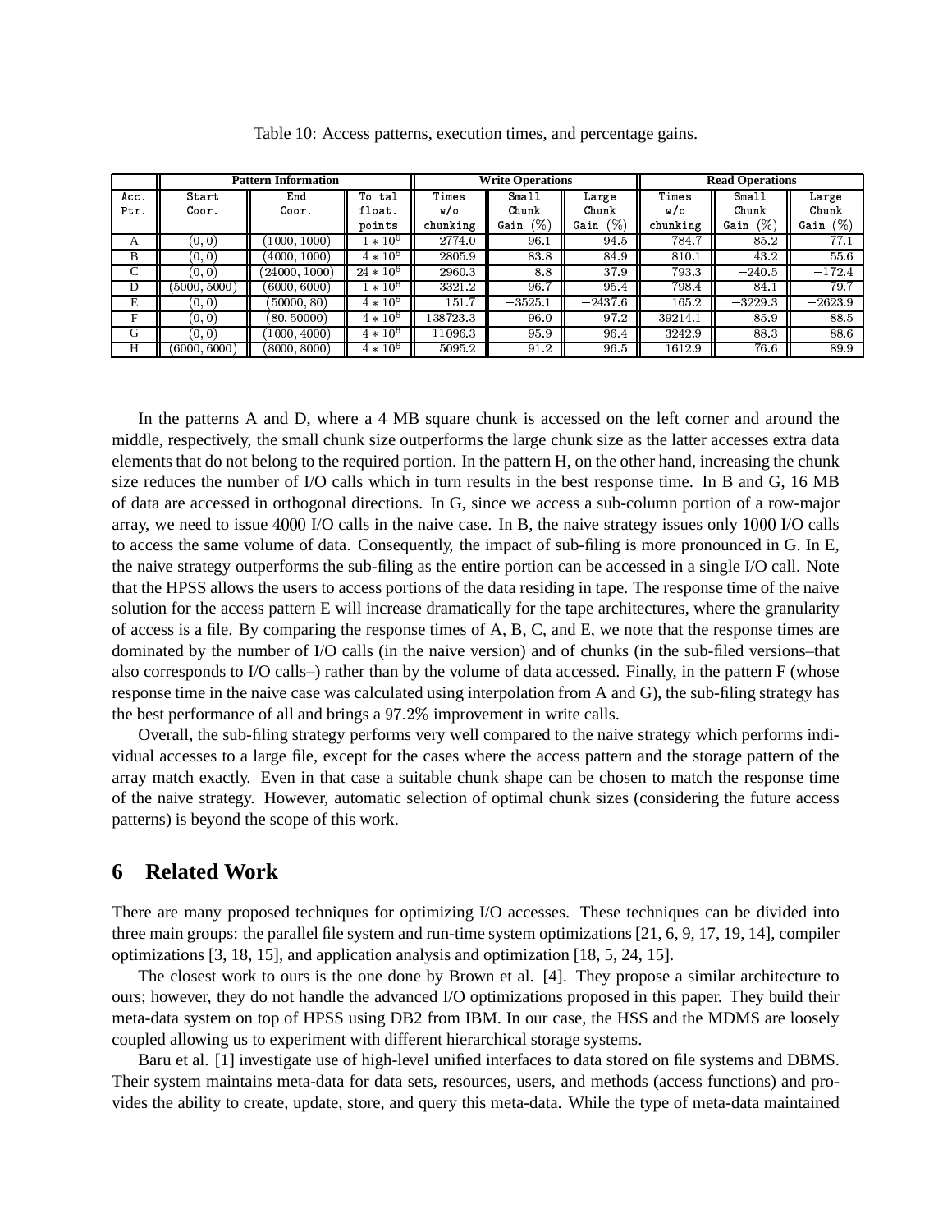Table 10: Access patterns, execution times, and percentage gains.

| Pattern Information | | | | Write Operations | | | Read Operations | | |
|---|---|---|---|---|---|---|---|---|---|
| Acc. Ptr. | Start Coor. | End Coor. | To tal float. points | Times w/o chunking | Small Chunk Gain (%) | Large Chunk Gain (%) | Times w/o chunking | Small Chunk Gain (%) | Large Chunk Gain (%) |
| A | $(0,0)$ | $(1000,1000)$ | $1*10^6$ | 2774.0 | 96.1 | 94.5 | 784.7 | 85.2 | 77.1 |
| B | $(0,0)$ | $(4000,1000)$ | $4*10^6$ | 2805.9 | 83.8 | 84.9 | 810.1 | 43.2 | 55.6 |
| C | $(0,0)$ | $(24000,1000)$ | $24*10^6$ | 2960.3 | 8.8 | 37.9 | 793.3 | $-240.5$ | $-172.4$ |
| D | $(5000,5000)$ | $(6000,6000)$ | $1*10^6$ | 3321.2 | 96.7 | 95.4 | 798.4 | 84.1 | 79.7 |
| E | $(0,0)$ | $(50000,80)$ | $4*10^6$ | 151.7 | $-3525.1$ | $-2437.6$ | 165.2 | $-3229.3$ | $-2623.9$ |
| F | $(0,0)$ | $(80,50000)$ | $4*10^6$ | 138723.3 | 96.0 | 97.2 | 39214.1 | 85.9 | 88.5 |
| G | $(0,0)$ | $(1000,4000)$ | $4*10^6$ | 11096.3 | 95.9 | 96.4 | 3242.9 | 88.3 | 88.6 |
| H | $(6000,6000)$ | $(8000,8000)$ | $4*10^6$ | 5095.2 | 91.2 | 96.5 | 1612.9 | 76.6 | 89.9 |

In the patterns A and D, where a 4 MB square chunk is accessed on the left corner and around the middle, respectively, the small chunk size outperforms the large chunk size as the latter accesses extra data elements that do not belong to the required portion. In the pattern H, on the other hand, increasing the chunk size reduces the number of I/O calls which in turn results in the best response time. In B and G, 16 MB of data are accessed in orthogonal directions. In G, since we access a sub-column portion of a row-major array, we need to issue $4000$ I/O calls in the naive case. In B, the naive strategy issues only $1000$ I/O calls to access the same volume of data. Consequently, the impact of sub-filing is more pronounced in G. In E, the naive strategy outperforms the sub-filing as the entire portion can be accessed in a single I/O call. Note that the HPSS allows the users to access portions of the data residing in tape. The response time of the naive solution for the access pattern E will increase dramatically for the tape architectures, where the granularity of access is a file. By comparing the response times of A, B, C, and E, we note that the response times are dominated by the number of I/O calls (in the naive version) and of chunks (in the sub-filed versions–that also corresponds to I/O calls–) rather than by the volume of data accessed. Finally, in the pattern F (whose response time in the naive case was calculated using interpolation from A and G), the sub-filing strategy has the best performance of all and brings a $97.2\%$ improvement in write calls.

Overall, the sub-filing strategy performs very well compared to the naive strategy which performs individual accesses to a large file, except for the cases where the access pattern and the storage pattern of the array match exactly. Even in that case a suitable chunk shape can be chosen to match the response time of the naive strategy. However, automatic selection of optimal chunk sizes (considering the future access patterns) is beyond the scope of this work.

## 6 Related Work

There are many proposed techniques for optimizing I/O accesses. These techniques can be divided into three main groups: the parallel file system and run-time system optimizations [21, 6, 9, 17, 19, 14], compiler optimizations [3, 18, 15], and application analysis and optimization [18, 5, 24, 15].

The closest work to ours is the one done by Brown et al. [4]. They propose a similar architecture to ours; however, they do not handle the advanced I/O optimizations proposed in this paper. They build their meta-data system on top of HPSS using DB2 from IBM. In our case, the HSS and the MDMS are loosely coupled allowing us to experiment with different hierarchical storage systems.

Baru et al. [1] investigate use of high-level unified interfaces to data stored on file systems and DBMS. Their system maintains meta-data for data sets, resources, users, and methods (access functions) and provides the ability to create, update, store, and query this meta-data. While the type of meta-data maintained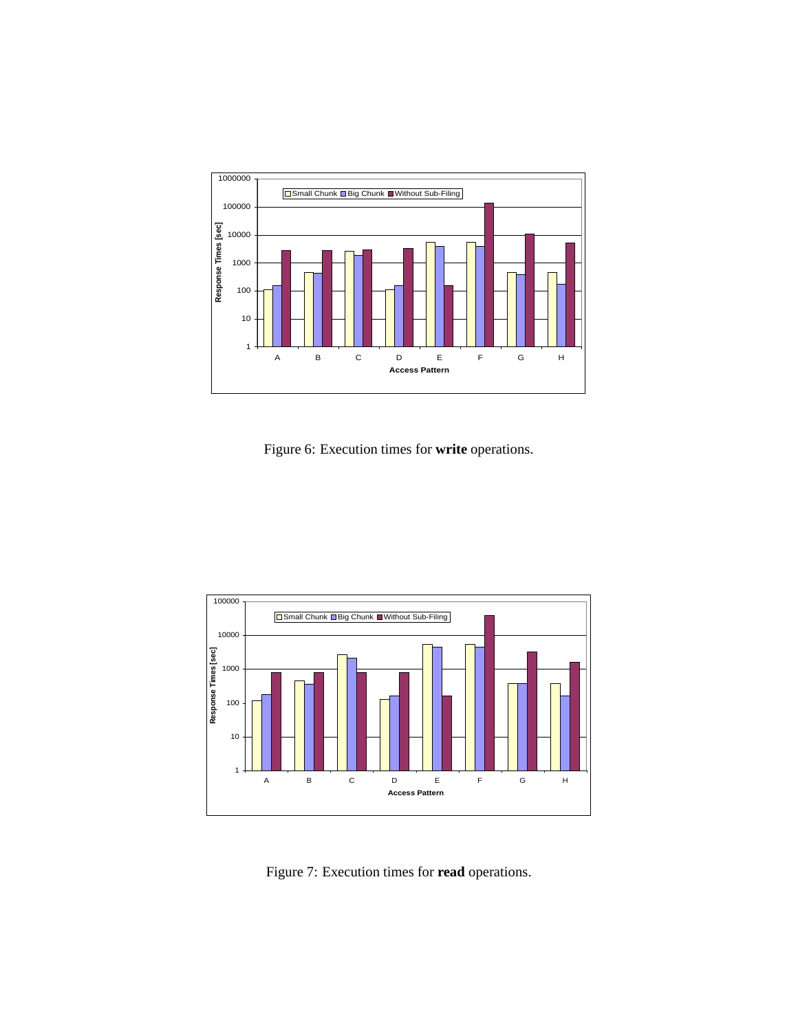Figure 6: Execution times for **write** operations.

Figure 7: Execution times for **read** operations.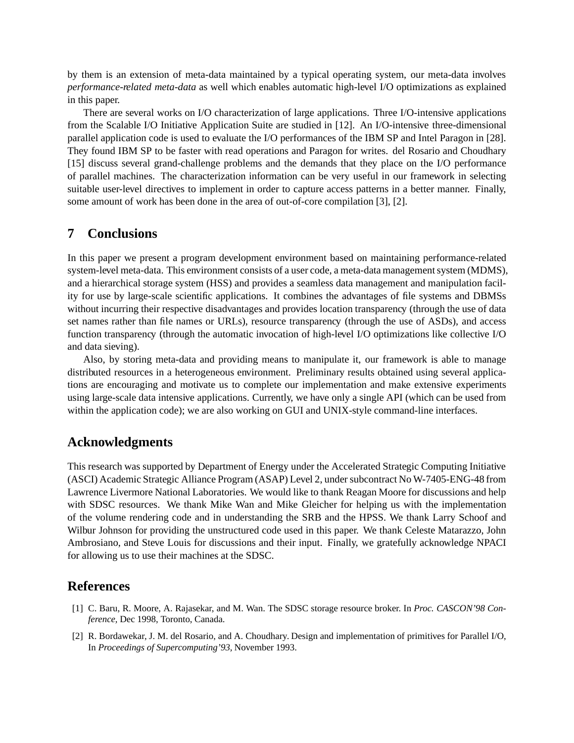by them is an extension of meta-data maintained by a typical operating system, our meta-data involves *performance-related meta-data* as well which enables automatic high-level I/O optimizations as explained in this paper.

There are several works on I/O characterization of large applications. Three I/O-intensive applications from the Scalable I/O Initiative Application Suite are studied in [12]. An I/O-intensive three-dimensional parallel application code is used to evaluate the I/O performances of the IBM SP and Intel Paragon in [28]. They found IBM SP to be faster with read operations and Paragon for writes. del Rosario and Choudhary [15] discuss several grand-challenge problems and the demands that they place on the I/O performance of parallel machines. The characterization information can be very useful in our framework in selecting suitable user-level directives to implement in order to capture access patterns in a better manner. Finally, some amount of work has been done in the area of out-of-core compilation [3], [2].

## 7 Conclusions

In this paper we present a program development environment based on maintaining performance-related system-level meta-data. This environment consists of a user code, a meta-data management system (MDMS), and a hierarchical storage system (HSS) and provides a seamless data management and manipulation facility for use by large-scale scientific applications. It combines the advantages of file systems and DBMSs without incurring their respective disadvantages and provides location transparency (through the use of data set names rather than file names or URLs), resource transparency (through the use of ASDs), and access function transparency (through the automatic invocation of high-level I/O optimizations like collective I/O and data sieving).

Also, by storing meta-data and providing means to manipulate it, our framework is able to manage distributed resources in a heterogeneous environment. Preliminary results obtained using several applications are encouraging and motivate us to complete our implementation and make extensive experiments using large-scale data intensive applications. Currently, we have only a single API (which can be used from within the application code); we are also working on GUI and UNIX-style command-line interfaces.

## Acknowledgments

This research was supported by Department of Energy under the Accelerated Strategic Computing Initiative (ASCI) Academic Strategic Alliance Program (ASAP) Level 2, under subcontract No W-7405-ENG-48 from Lawrence Livermore National Laboratories. We would like to thank Reagan Moore for discussions and help with SDSC resources. We thank Mike Wan and Mike Gleicher for helping us with the implementation of the volume rendering code and in understanding the SRB and the HPSS. We thank Larry Schoof and Wilbur Johnson for providing the unstructured code used in this paper. We thank Celeste Matarazzo, John Ambrosiano, and Steve Louis for discussions and their input. Finally, we gratefully acknowledge NPACI for allowing us to use their machines at the SDSC.

## References

[1] C. Baru, R. Moore, A. Rajasekar, and M. Wan. The SDSC storage resource broker. In *Proc. CASCON'98 Conference,* Dec 1998, Toronto, Canada.

[2] R. Bordawekar, J. M. del Rosario, and A. Choudhary. Design and implementation of primitives for Parallel I/O, In *Proceedings of Supercomputing'93,* November 1993.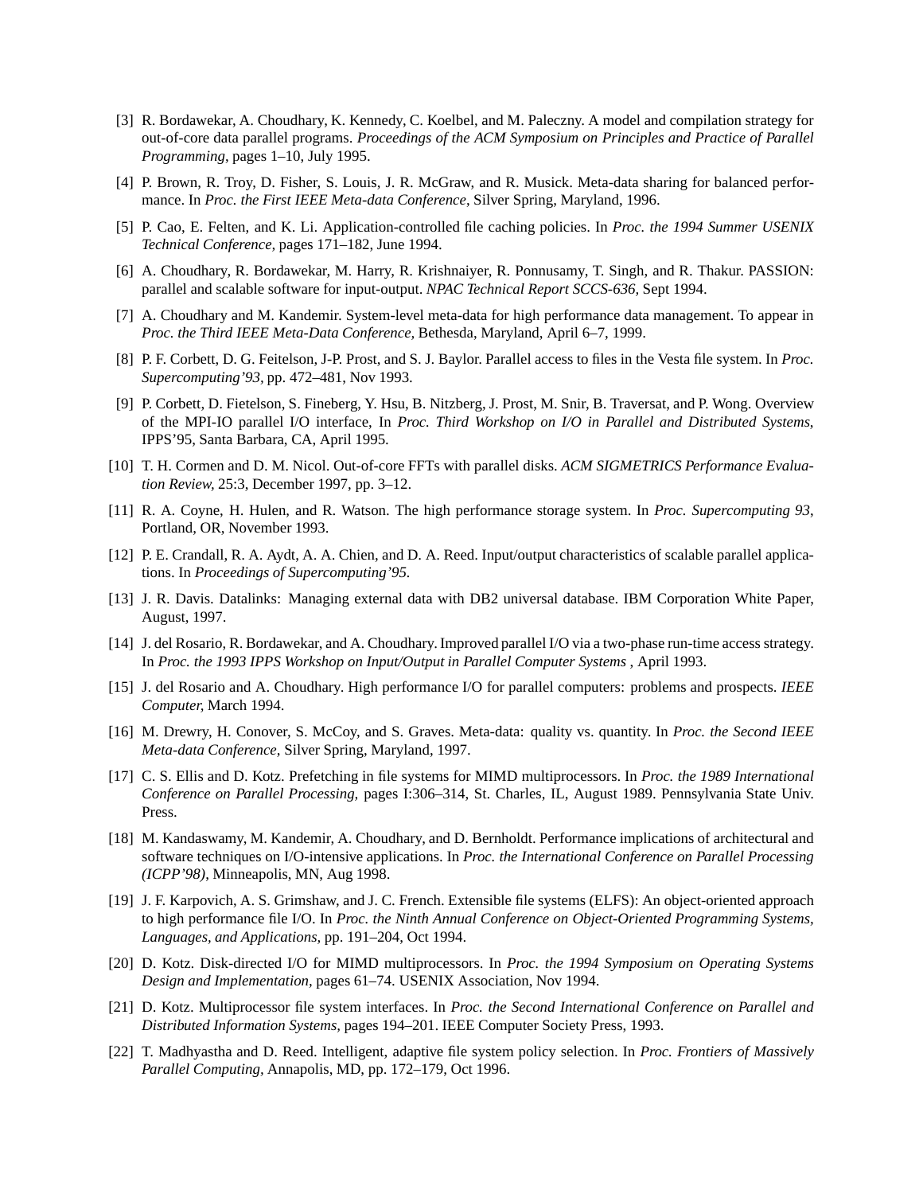[3] R. Bordawekar, A. Choudhary, K. Kennedy, C. Koelbel, and M. Paleczny. A model and compilation strategy for out-of-core data parallel programs. *Proceedings of the ACM Symposium on Principles and Practice of Parallel Programming*, pages 1–10, July 1995.

[4] P. Brown, R. Troy, D. Fisher, S. Louis, J. R. McGraw, and R. Musick. Meta-data sharing for balanced performance. In *Proc. the First IEEE Meta-data Conference,* Silver Spring, Maryland, 1996.

[5] P. Cao, E. Felten, and K. Li. Application-controlled file caching policies. In *Proc. the 1994 Summer USENIX Technical Conference,* pages 171–182, June 1994.

[6] A. Choudhary, R. Bordawekar, M. Harry, R. Krishnaiyer, R. Ponnusamy, T. Singh, and R. Thakur. PASSION: parallel and scalable software for input-output. *NPAC Technical Report SCCS-636,* Sept 1994.

[7] A. Choudhary and M. Kandemir. System-level meta-data for high performance data management. To appear in *Proc. the Third IEEE Meta-Data Conference,* Bethesda, Maryland, April 6–7, 1999.

[8] P. F. Corbett, D. G. Feitelson, J-P. Prost, and S. J. Baylor. Parallel access to files in the Vesta file system. In *Proc. Supercomputing'93,* pp. 472–481, Nov 1993.

[9] P. Corbett, D. Fietelson, S. Fineberg, Y. Hsu, B. Nitzberg, J. Prost, M. Snir, B. Traversat, and P. Wong. Overview of the MPI-IO parallel I/O interface, In *Proc. Third Workshop on I/O in Parallel and Distributed Systems*, IPPS'95, Santa Barbara, CA, April 1995.

[10] T. H. Cormen and D. M. Nicol. Out-of-core FFTs with parallel disks. *ACM SIGMETRICS Performance Evaluation Review,* 25:3, December 1997, pp. 3–12.

[11] R. A. Coyne, H. Hulen, and R. Watson. The high performance storage system. In *Proc. Supercomputing 93*, Portland, OR, November 1993.

[12] P. E. Crandall, R. A. Aydt, A. A. Chien, and D. A. Reed. Input/output characteristics of scalable parallel applications. In *Proceedings of Supercomputing'95.*

[13] J. R. Davis. Datalinks: Managing external data with DB2 universal database. IBM Corporation White Paper, August, 1997.

[14] J. del Rosario, R. Bordawekar, and A. Choudhary. Improved parallel I/O via a two-phase run-time access strategy. In *Proc. the 1993 IPPS Workshop on Input/Output in Parallel Computer Systems* , April 1993.

[15] J. del Rosario and A. Choudhary. High performance I/O for parallel computers: problems and prospects. *IEEE Computer,* March 1994.

[16] M. Drewry, H. Conover, S. McCoy, and S. Graves. Meta-data: quality vs. quantity. In *Proc. the Second IEEE Meta-data Conference*, Silver Spring, Maryland, 1997.

[17] C. S. Ellis and D. Kotz. Prefetching in file systems for MIMD multiprocessors. In *Proc. the 1989 International Conference on Parallel Processing,* pages I:306–314, St. Charles, IL, August 1989. Pennsylvania State Univ. Press.

[18] M. Kandaswamy, M. Kandemir, A. Choudhary, and D. Bernholdt. Performance implications of architectural and software techniques on I/O-intensive applications. In *Proc. the International Conference on Parallel Processing (ICPP'98)*, Minneapolis, MN, Aug 1998.

[19] J. F. Karpovich, A. S. Grimshaw, and J. C. French. Extensible file systems (ELFS): An object-oriented approach to high performance file I/O. In *Proc. the Ninth Annual Conference on Object-Oriented Programming Systems, Languages, and Applications,* pp. 191–204, Oct 1994.

[20] D. Kotz. Disk-directed I/O for MIMD multiprocessors. In *Proc. the 1994 Symposium on Operating Systems Design and Implementation,* pages 61–74. USENIX Association, Nov 1994.

[21] D. Kotz. Multiprocessor file system interfaces. In *Proc. the Second International Conference on Parallel and Distributed Information Systems*, pages 194–201. IEEE Computer Society Press, 1993.

[22] T. Madhyastha and D. Reed. Intelligent, adaptive file system policy selection. In *Proc. Frontiers of Massively Parallel Computing,* Annapolis, MD, pp. 172–179, Oct 1996.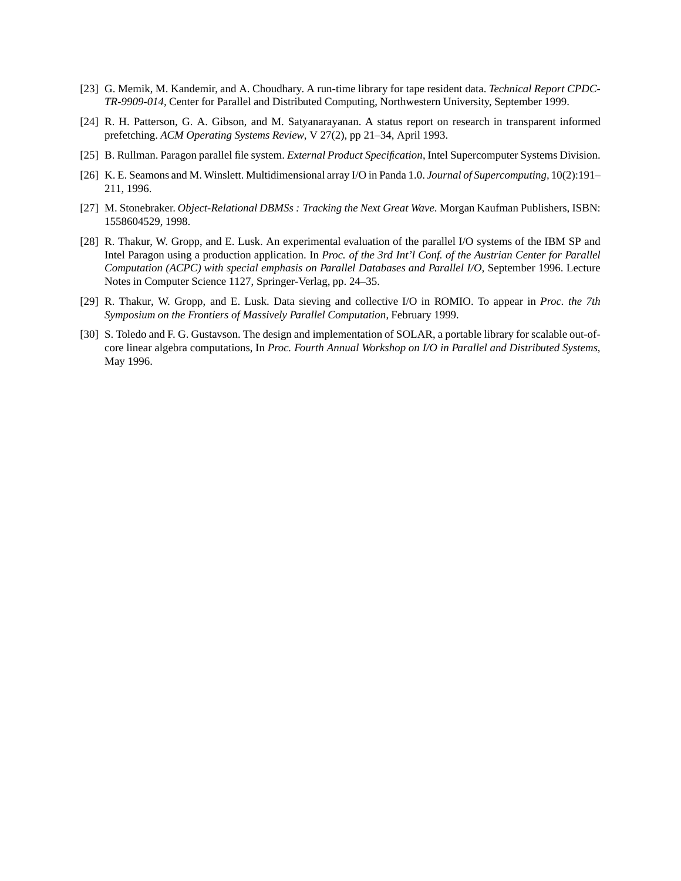[23] G. Memik, M. Kandemir, and A. Choudhary. A run-time library for tape resident data. *Technical Report CPDC-TR-9909-014*, Center for Parallel and Distributed Computing, Northwestern University, September 1999.

[24] R. H. Patterson, G. A. Gibson, and M. Satyanarayanan. A status report on research in transparent informed prefetching. *ACM Operating Systems Review*, V 27(2), pp 21–34, April 1993.

[25] B. Rullman. Paragon parallel file system. *External Product Specification*, Intel Supercomputer Systems Division.

[26] K. E. Seamons and M. Winslett. Multidimensional array I/O in Panda 1.0. *Journal of Supercomputing*, 10(2):191–211, 1996.

[27] M. Stonebraker. *Object-Relational DBMSs : Tracking the Next Great Wave*. Morgan Kaufman Publishers, ISBN: 1558604529, 1998.

[28] R. Thakur, W. Gropp, and E. Lusk. An experimental evaluation of the parallel I/O systems of the IBM SP and Intel Paragon using a production application. In *Proc. of the 3rd Int'l Conf. of the Austrian Center for Parallel Computation (ACPC) with special emphasis on Parallel Databases and Parallel I/O*, September 1996. Lecture Notes in Computer Science 1127, Springer-Verlag, pp. 24–35.

[29] R. Thakur, W. Gropp, and E. Lusk. Data sieving and collective I/O in ROMIO. To appear in *Proc. the 7th Symposium on the Frontiers of Massively Parallel Computation*, February 1999.

[30] S. Toledo and F. G. Gustavson. The design and implementation of SOLAR, a portable library for scalable out-of-core linear algebra computations, In *Proc. Fourth Annual Workshop on I/O in Parallel and Distributed Systems*, May 1996.